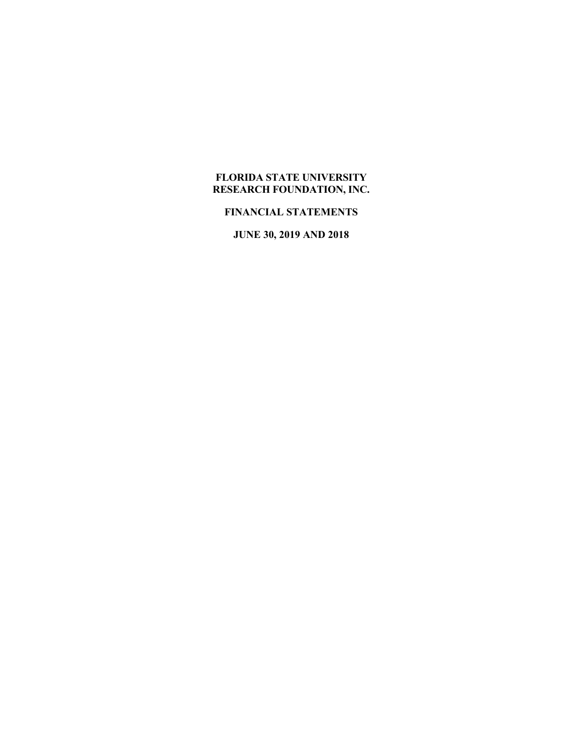**FLORIDA STATE UNIVERSITY RESEARCH FOUNDATION, INC.**

**FINANCIAL STATEMENTS**

**JUNE 30, 2019 AND 2018**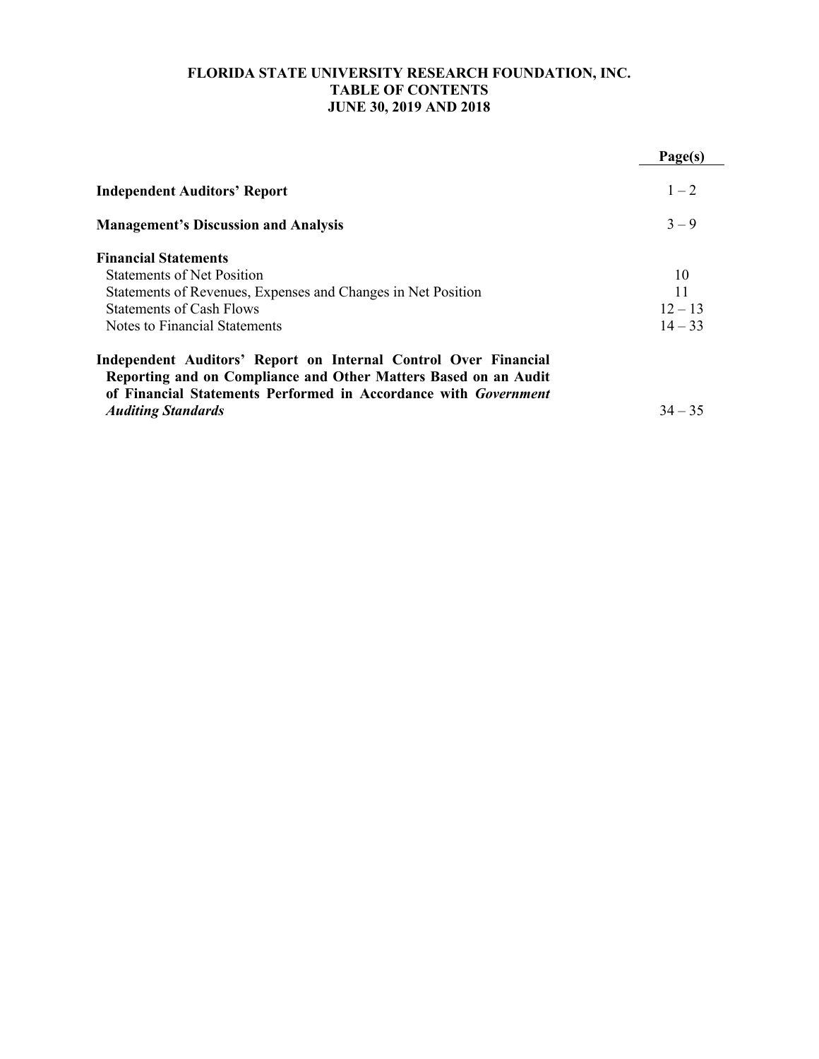# FLORIDA STATE UNIVERSITY RESEARCH FOUNDATION, INC.
## TABLE OF CONTENTS
## JUNE 30, 2019 AND 2018

| | Page(s) |
|---|---|
| **Independent Auditors' Report** | 1 – 2 |
| **Management's Discussion and Analysis** | 3 – 9 |
| **Financial Statements** | |
| Statements of Net Position | 10 |
| Statements of Revenues, Expenses and Changes in Net Position | 11 |
| Statements of Cash Flows | 12 – 13 |
| Notes to Financial Statements | 14 – 33 |
| **Independent Auditors' Report on Internal Control Over Financial Reporting and on Compliance and Other Matters Based on an Audit of Financial Statements Performed in Accordance with *Government Auditing Standards*** | 34 – 35 |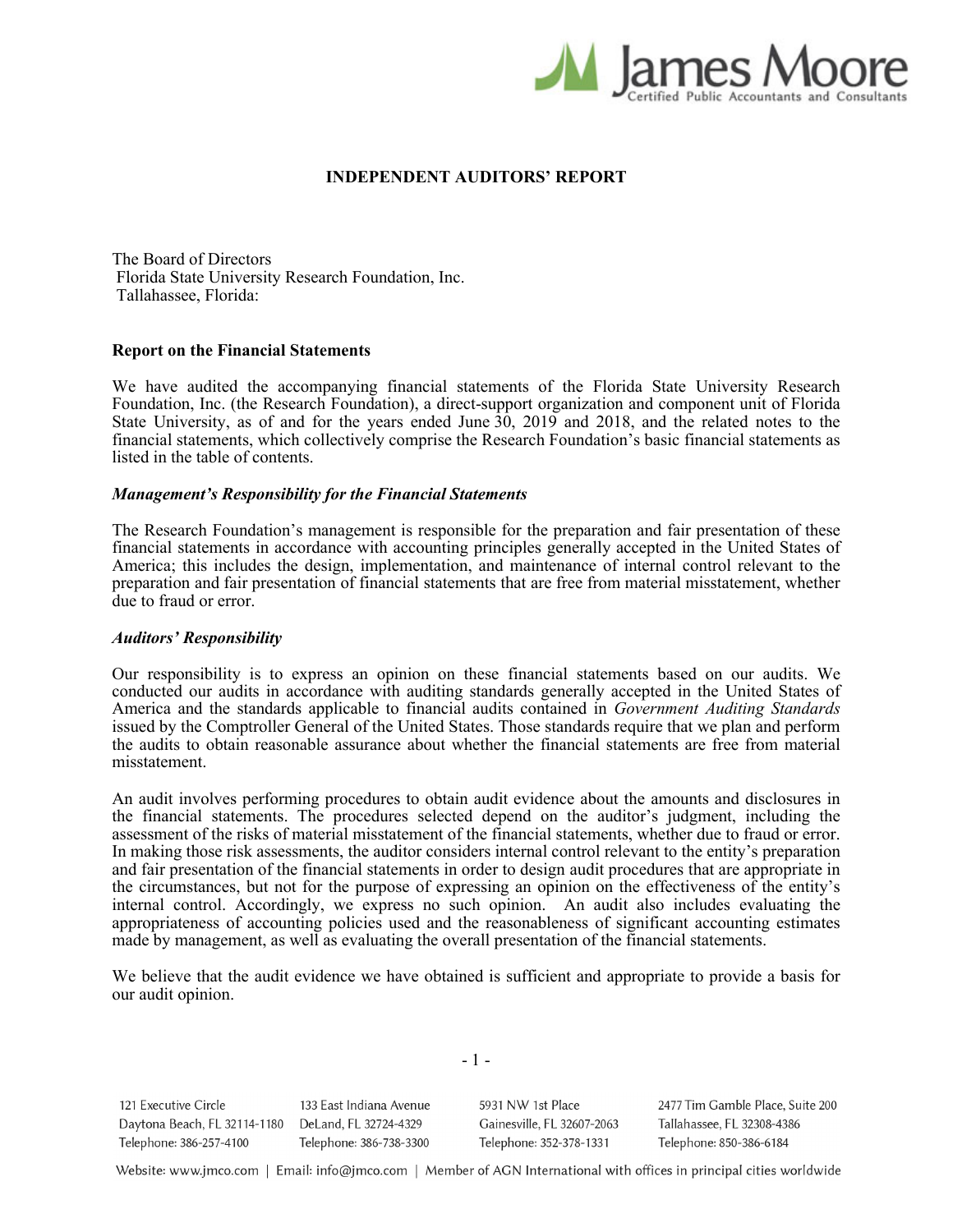James Moore
Certified Public Accountants and Consultants

# INDEPENDENT AUDITORS' REPORT

The Board of Directors
Florida State University Research Foundation, Inc.
Tallahassee, Florida:

## Report on the Financial Statements

We have audited the accompanying financial statements of the Florida State University Research Foundation, Inc. (the Research Foundation), a direct-support organization and component unit of Florida State University, as of and for the years ended June 30, 2019 and 2018, and the related notes to the financial statements, which collectively comprise the Research Foundation's basic financial statements as listed in the table of contents.

### *Management's Responsibility for the Financial Statements*

The Research Foundation's management is responsible for the preparation and fair presentation of these financial statements in accordance with accounting principles generally accepted in the United States of America; this includes the design, implementation, and maintenance of internal control relevant to the preparation and fair presentation of financial statements that are free from material misstatement, whether due to fraud or error.

### *Auditors' Responsibility*

Our responsibility is to express an opinion on these financial statements based on our audits. We conducted our audits in accordance with auditing standards generally accepted in the United States of America and the standards applicable to financial audits contained in *Government Auditing Standards* issued by the Comptroller General of the United States. Those standards require that we plan and perform the audits to obtain reasonable assurance about whether the financial statements are free from material misstatement.

An audit involves performing procedures to obtain audit evidence about the amounts and disclosures in the financial statements. The procedures selected depend on the auditor's judgment, including the assessment of the risks of material misstatement of the financial statements, whether due to fraud or error. In making those risk assessments, the auditor considers internal control relevant to the entity's preparation and fair presentation of the financial statements in order to design audit procedures that are appropriate in the circumstances, but not for the purpose of expressing an opinion on the effectiveness of the entity's internal control. Accordingly, we express no such opinion. An audit also includes evaluating the appropriateness of accounting policies used and the reasonableness of significant accounting estimates made by management, as well as evaluating the overall presentation of the financial statements.

We believe that the audit evidence we have obtained is sufficient and appropriate to provide a basis for our audit opinion.

121 Executive Circle, Daytona Beach, FL 32114-1180, Telephone: 386-257-4100 | 133 East Indiana Avenue, DeLand, FL 32724-4329, Telephone: 386-738-3300 | 5931 NW 1st Place, Gainesville, FL 32607-2063, Telephone: 352-378-1331 | 2477 Tim Gamble Place, Suite 200, Tallahassee, FL 32308-4386, Telephone: 850-386-6184

Website: www.jmco.com | Email: info@jmco.com | Member of AGN International with offices in principal cities worldwide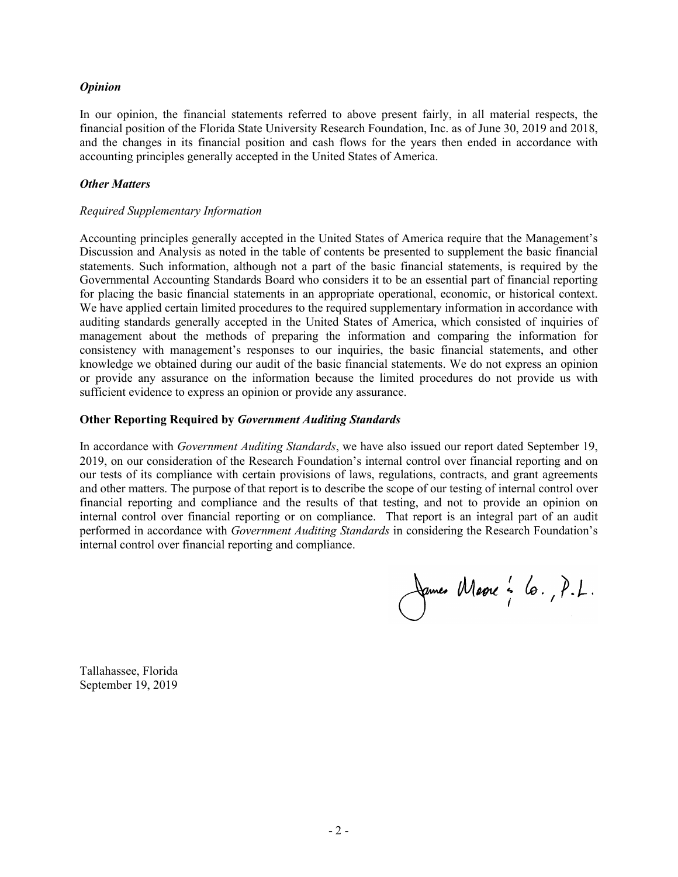***Opinion***

In our opinion, the financial statements referred to above present fairly, in all material respects, the financial position of the Florida State University Research Foundation, Inc. as of June 30, 2019 and 2018, and the changes in its financial position and cash flows for the years then ended in accordance with accounting principles generally accepted in the United States of America.

***Other Matters***

*Required Supplementary Information*

Accounting principles generally accepted in the United States of America require that the Management's Discussion and Analysis as noted in the table of contents be presented to supplement the basic financial statements. Such information, although not a part of the basic financial statements, is required by the Governmental Accounting Standards Board who considers it to be an essential part of financial reporting for placing the basic financial statements in an appropriate operational, economic, or historical context. We have applied certain limited procedures to the required supplementary information in accordance with auditing standards generally accepted in the United States of America, which consisted of inquiries of management about the methods of preparing the information and comparing the information for consistency with management's responses to our inquiries, the basic financial statements, and other knowledge we obtained during our audit of the basic financial statements. We do not express an opinion or provide any assurance on the information because the limited procedures do not provide us with sufficient evidence to express an opinion or provide any assurance.

**Other Reporting Required by *Government Auditing Standards***

In accordance with *Government Auditing Standards*, we have also issued our report dated September 19, 2019, on our consideration of the Research Foundation's internal control over financial reporting and on our tests of its compliance with certain provisions of laws, regulations, contracts, and grant agreements and other matters. The purpose of that report is to describe the scope of our testing of internal control over financial reporting and compliance and the results of that testing, and not to provide an opinion on internal control over financial reporting or on compliance. That report is an integral part of an audit performed in accordance with *Government Auditing Standards* in considering the Research Foundation's internal control over financial reporting and compliance.

James Moore & Co., P.L.

Tallahassee, Florida
September 19, 2019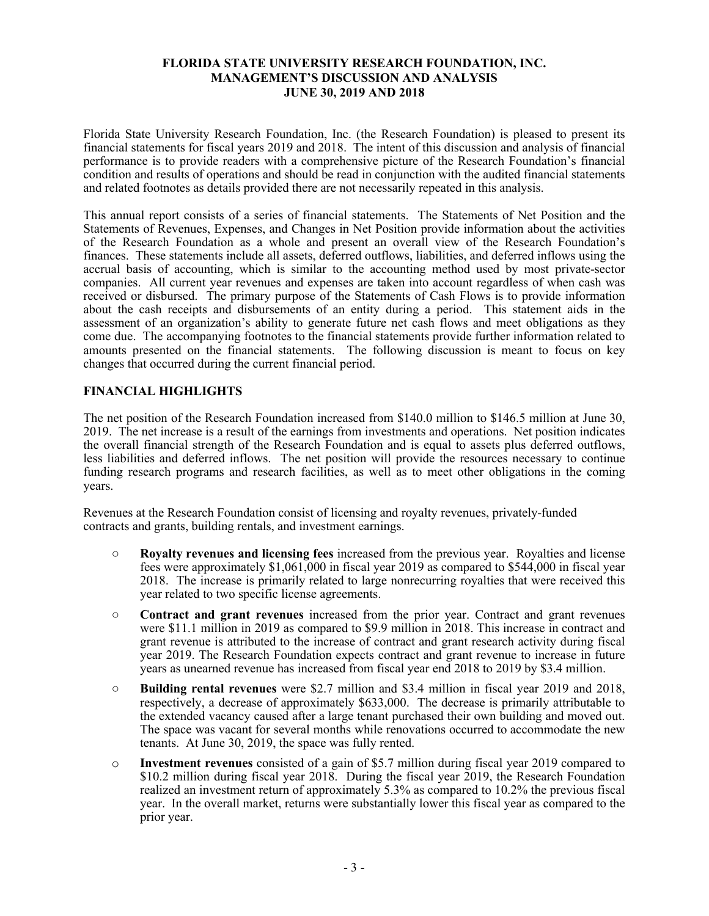# FLORIDA STATE UNIVERSITY RESEARCH FOUNDATION, INC.
## MANAGEMENT'S DISCUSSION AND ANALYSIS
## JUNE 30, 2019 AND 2018

Florida State University Research Foundation, Inc. (the Research Foundation) is pleased to present its financial statements for fiscal years 2019 and 2018. The intent of this discussion and analysis of financial performance is to provide readers with a comprehensive picture of the Research Foundation's financial condition and results of operations and should be read in conjunction with the audited financial statements and related footnotes as details provided there are not necessarily repeated in this analysis.

This annual report consists of a series of financial statements. The Statements of Net Position and the Statements of Revenues, Expenses, and Changes in Net Position provide information about the activities of the Research Foundation as a whole and present an overall view of the Research Foundation's finances. These statements include all assets, deferred outflows, liabilities, and deferred inflows using the accrual basis of accounting, which is similar to the accounting method used by most private-sector companies. All current year revenues and expenses are taken into account regardless of when cash was received or disbursed. The primary purpose of the Statements of Cash Flows is to provide information about the cash receipts and disbursements of an entity during a period. This statement aids in the assessment of an organization's ability to generate future net cash flows and meet obligations as they come due. The accompanying footnotes to the financial statements provide further information related to amounts presented on the financial statements. The following discussion is meant to focus on key changes that occurred during the current financial period.

## FINANCIAL HIGHLIGHTS

The net position of the Research Foundation increased from $140.0 million to $146.5 million at June 30, 2019. The net increase is a result of the earnings from investments and operations. Net position indicates the overall financial strength of the Research Foundation and is equal to assets plus deferred outflows, less liabilities and deferred inflows. The net position will provide the resources necessary to continue funding research programs and research facilities, as well as to meet other obligations in the coming years.

Revenues at the Research Foundation consist of licensing and royalty revenues, privately-funded contracts and grants, building rentals, and investment earnings.

- **Royalty revenues and licensing fees** increased from the previous year. Royalties and license fees were approximately $1,061,000 in fiscal year 2019 as compared to $544,000 in fiscal year 2018. The increase is primarily related to large nonrecurring royalties that were received this year related to two specific license agreements.
- **Contract and grant revenues** increased from the prior year. Contract and grant revenues were $11.1 million in 2019 as compared to $9.9 million in 2018. This increase in contract and grant revenue is attributed to the increase of contract and grant research activity during fiscal year 2019. The Research Foundation expects contract and grant revenue to increase in future years as unearned revenue has increased from fiscal year end 2018 to 2019 by $3.4 million.
- **Building rental revenues** were $2.7 million and $3.4 million in fiscal year 2019 and 2018, respectively, a decrease of approximately $633,000. The decrease is primarily attributable to the extended vacancy caused after a large tenant purchased their own building and moved out. The space was vacant for several months while renovations occurred to accommodate the new tenants. At June 30, 2019, the space was fully rented.
- **Investment revenues** consisted of a gain of $5.7 million during fiscal year 2019 compared to $10.2 million during fiscal year 2018. During the fiscal year 2019, the Research Foundation realized an investment return of approximately 5.3% as compared to 10.2% the previous fiscal year. In the overall market, returns were substantially lower this fiscal year as compared to the prior year.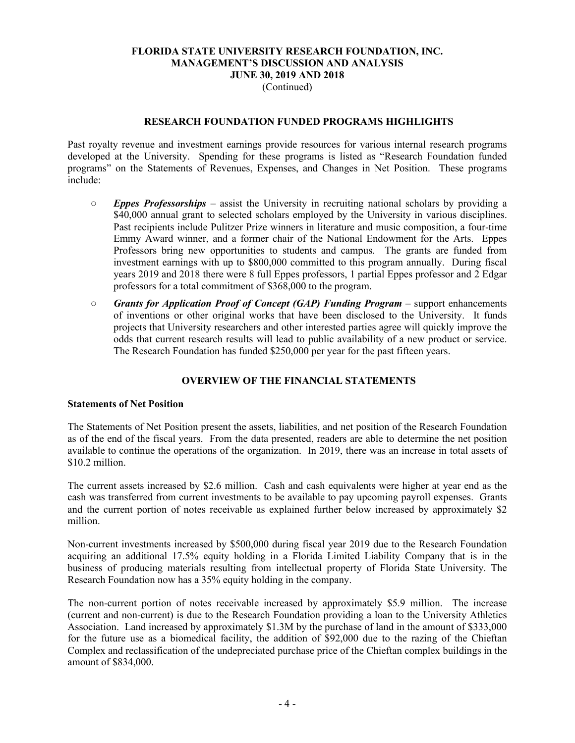## RESEARCH FOUNDATION FUNDED PROGRAMS HIGHLIGHTS

Past royalty revenue and investment earnings provide resources for various internal research programs developed at the University. Spending for these programs is listed as "Research Foundation funded programs" on the Statements of Revenues, Expenses, and Changes in Net Position. These programs include:

- ***Eppes Professorships*** – assist the University in recruiting national scholars by providing a $40,000 annual grant to selected scholars employed by the University in various disciplines. Past recipients include Pulitzer Prize winners in literature and music composition, a four-time Emmy Award winner, and a former chair of the National Endowment for the Arts. Eppes Professors bring new opportunities to students and campus. The grants are funded from investment earnings with up to $800,000 committed to this program annually. During fiscal years 2019 and 2018 there were 8 full Eppes professors, 1 partial Eppes professor and 2 Edgar professors for a total commitment of $368,000 to the program.
- ***Grants for Application Proof of Concept (GAP) Funding Program*** – support enhancements of inventions or other original works that have been disclosed to the University. It funds projects that University researchers and other interested parties agree will quickly improve the odds that current research results will lead to public availability of a new product or service. The Research Foundation has funded $250,000 per year for the past fifteen years.

## OVERVIEW OF THE FINANCIAL STATEMENTS

### Statements of Net Position

The Statements of Net Position present the assets, liabilities, and net position of the Research Foundation as of the end of the fiscal years. From the data presented, readers are able to determine the net position available to continue the operations of the organization. In 2019, there was an increase in total assets of $10.2 million.

The current assets increased by $2.6 million. Cash and cash equivalents were higher at year end as the cash was transferred from current investments to be available to pay upcoming payroll expenses. Grants and the current portion of notes receivable as explained further below increased by approximately $2 million.

Non-current investments increased by $500,000 during fiscal year 2019 due to the Research Foundation acquiring an additional 17.5% equity holding in a Florida Limited Liability Company that is in the business of producing materials resulting from intellectual property of Florida State University. The Research Foundation now has a 35% equity holding in the company.

The non-current portion of notes receivable increased by approximately $5.9 million. The increase (current and non-current) is due to the Research Foundation providing a loan to the University Athletics Association. Land increased by approximately $1.3M by the purchase of land in the amount of $333,000 for the future use as a biomedical facility, the addition of $92,000 due to the razing of the Chieftan Complex and reclassification of the undepreciated purchase price of the Chieftan complex buildings in the amount of $834,000.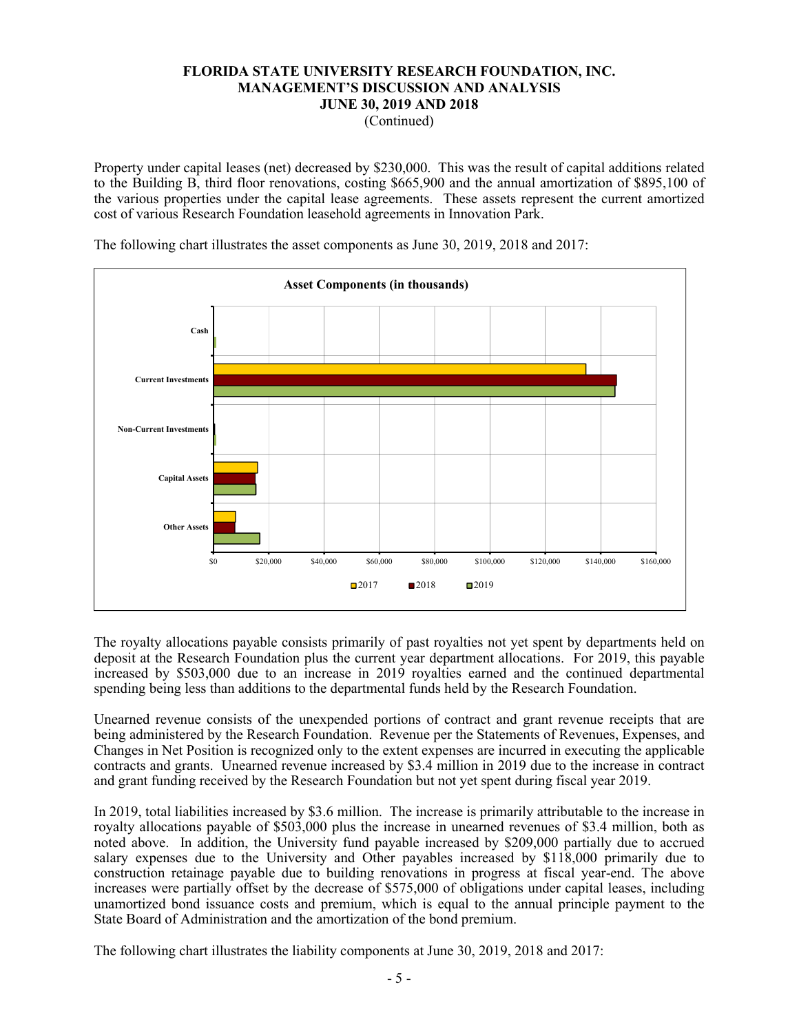# FLORIDA STATE UNIVERSITY RESEARCH FOUNDATION, INC.
## MANAGEMENT'S DISCUSSION AND ANALYSIS
### JUNE 30, 2019 AND 2018
(Continued)

Property under capital leases (net) decreased by $230,000. This was the result of capital additions related to the Building B, third floor renovations, costing $665,900 and the annual amortization of $895,100 of the various properties under the capital lease agreements. These assets represent the current amortized cost of various Research Foundation leasehold agreements in Innovation Park.

The following chart illustrates the asset components as June 30, 2019, 2018 and 2017:

**Asset Components (in thousands)**

Chart categories: Cash; Current Investments; Non-Current Investments; Capital Assets; Other Assets

Axis: $0, $20,000, $40,000, $60,000, $80,000, $100,000, $120,000, $140,000, $160,000

Legend: 2017, 2018, 2019

The royalty allocations payable consists primarily of past royalties not yet spent by departments held on deposit at the Research Foundation plus the current year department allocations. For 2019, this payable increased by $503,000 due to an increase in 2019 royalties earned and the continued departmental spending being less than additions to the departmental funds held by the Research Foundation.

Unearned revenue consists of the unexpended portions of contract and grant revenue receipts that are being administered by the Research Foundation. Revenue per the Statements of Revenues, Expenses, and Changes in Net Position is recognized only to the extent expenses are incurred in executing the applicable contracts and grants. Unearned revenue increased by $3.4 million in 2019 due to the increase in contract and grant funding received by the Research Foundation but not yet spent during fiscal year 2019.

In 2019, total liabilities increased by $3.6 million. The increase is primarily attributable to the increase in royalty allocations payable of $503,000 plus the increase in unearned revenues of $3.4 million, both as noted above. In addition, the University fund payable increased by $209,000 partially due to accrued salary expenses due to the University and Other payables increased by $118,000 primarily due to construction retainage payable due to building renovations in progress at fiscal year-end. The above increases were partially offset by the decrease of $575,000 of obligations under capital leases, including unamortized bond issuance costs and premium, which is equal to the annual principle payment to the State Board of Administration and the amortization of the bond premium.

The following chart illustrates the liability components at June 30, 2019, 2018 and 2017: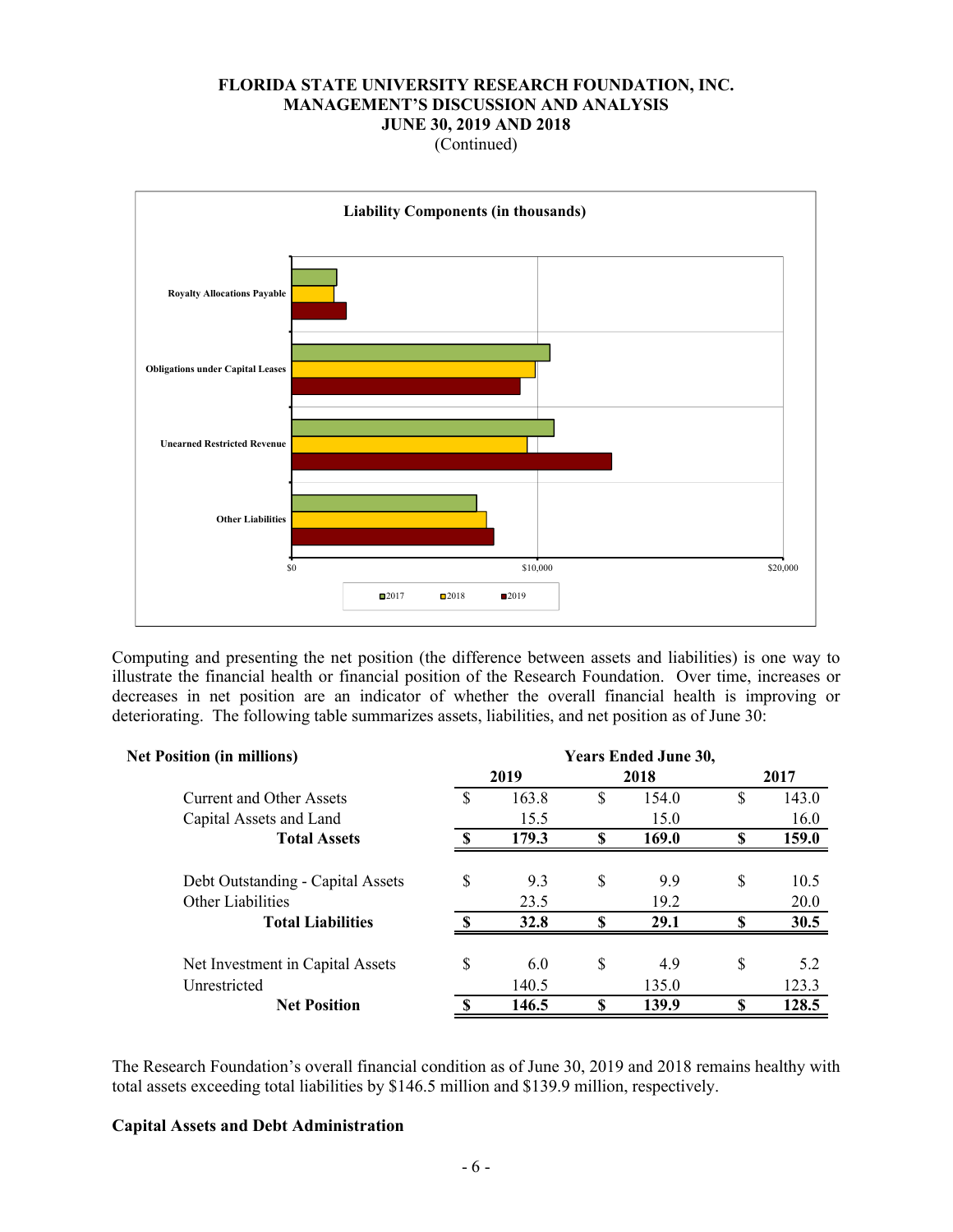**Liability Components (in thousands)**

Computing and presenting the net position (the difference between assets and liabilities) is one way to illustrate the financial health or financial position of the Research Foundation. Over time, increases or decreases in net position are an indicator of whether the overall financial health is improving or deteriorating. The following table summarizes assets, liabilities, and net position as of June 30:

| Net Position (in millions) | Years Ended June 30, | | |
|---|---|---|---|
| | 2019 | 2018 | 2017 |
| Current and Other Assets | $ 163.8 | $ 154.0 | $ 143.0 |
| Capital Assets and Land | 15.5 | 15.0 | 16.0 |
| **Total Assets** | **$ 179.3** | **$ 169.0** | **$ 159.0** |
| | | | |
| Debt Outstanding - Capital Assets | $ 9.3 | $ 9.9 | $ 10.5 |
| Other Liabilities | 23.5 | 19.2 | 20.0 |
| **Total Liabilities** | **$ 32.8** | **$ 29.1** | **$ 30.5** |
| | | | |
| Net Investment in Capital Assets | $ 6.0 | $ 4.9 | $ 5.2 |
| Unrestricted | 140.5 | 135.0 | 123.3 |
| **Net Position** | **$ 146.5** | **$ 139.9** | **$ 128.5** |

The Research Foundation's overall financial condition as of June 30, 2019 and 2018 remains healthy with total assets exceeding total liabilities by $146.5 million and $139.9 million, respectively.

**Capital Assets and Debt Administration**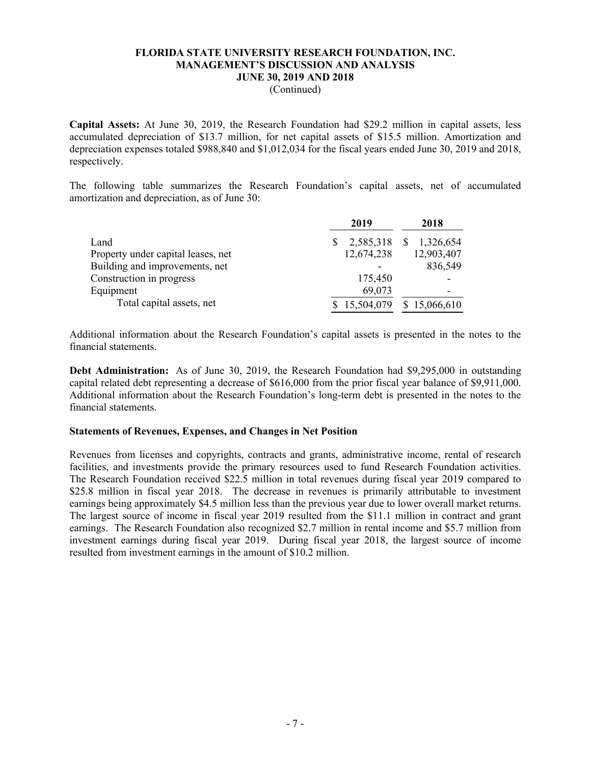**FLORIDA STATE UNIVERSITY RESEARCH FOUNDATION, INC.**
**MANAGEMENT'S DISCUSSION AND ANALYSIS**
**JUNE 30, 2019 AND 2018**
(Continued)

**Capital Assets:** At June 30, 2019, the Research Foundation had $29.2 million in capital assets, less accumulated depreciation of $13.7 million, for net capital assets of $15.5 million. Amortization and depreciation expenses totaled $988,840 and $1,012,034 for the fiscal years ended June 30, 2019 and 2018, respectively.

The following table summarizes the Research Foundation's capital assets, net of accumulated amortization and depreciation, as of June 30:

| | 2019 | 2018 |
|---|---|---|
| Land | $ 2,585,318 | $ 1,326,654 |
| Property under capital leases, net | 12,674,238 | 12,903,407 |
| Building and improvements, net | - | 836,549 |
| Construction in progress | 175,450 | - |
| Equipment | 69,073 | - |
| Total capital assets, net | $ 15,504,079 | $ 15,066,610 |

Additional information about the Research Foundation's capital assets is presented in the notes to the financial statements.

**Debt Administration:** As of June 30, 2019, the Research Foundation had $9,295,000 in outstanding capital related debt representing a decrease of $616,000 from the prior fiscal year balance of $9,911,000. Additional information about the Research Foundation's long-term debt is presented in the notes to the financial statements.

**Statements of Revenues, Expenses, and Changes in Net Position**

Revenues from licenses and copyrights, contracts and grants, administrative income, rental of research facilities, and investments provide the primary resources used to fund Research Foundation activities. The Research Foundation received $22.5 million in total revenues during fiscal year 2019 compared to $25.8 million in fiscal year 2018. The decrease in revenues is primarily attributable to investment earnings being approximately $4.5 million less than the previous year due to lower overall market returns. The largest source of income in fiscal year 2019 resulted from the $11.1 million in contract and grant earnings. The Research Foundation also recognized $2.7 million in rental income and $5.7 million from investment earnings during fiscal year 2019. During fiscal year 2018, the largest source of income resulted from investment earnings in the amount of $10.2 million.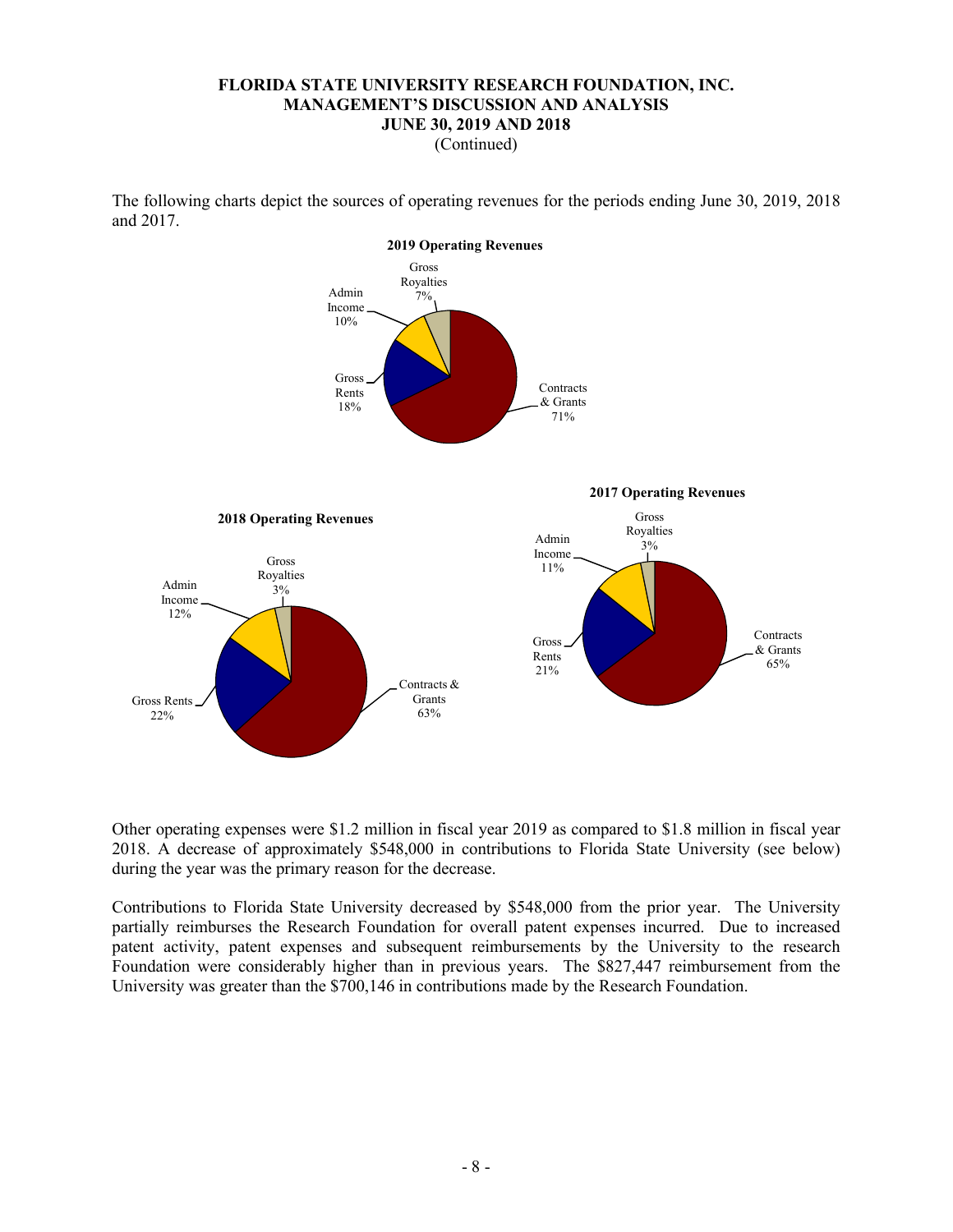# FLORIDA STATE UNIVERSITY RESEARCH FOUNDATION, INC.
## MANAGEMENT'S DISCUSSION AND ANALYSIS
## JUNE 30, 2019 AND 2018
(Continued)

The following charts depict the sources of operating revenues for the periods ending June 30, 2019, 2018 and 2017.

**2019 Operating Revenues**

| Source | Percentage |
|---|---|
| Contracts & Grants | 71% |
| Gross Rents | 18% |
| Admin Income | 10% |
| Gross Royalties | 7% |

**2018 Operating Revenues**

| Source | Percentage |
|---|---|
| Contracts & Grants | 63% |
| Gross Rents | 22% |
| Admin Income | 12% |
| Gross Royalties | 3% |

**2017 Operating Revenues**

| Source | Percentage |
|---|---|
| Contracts & Grants | 65% |
| Gross Rents | 21% |
| Admin Income | 11% |
| Gross Royalties | 3% |

Other operating expenses were $1.2 million in fiscal year 2019 as compared to $1.8 million in fiscal year 2018. A decrease of approximately $548,000 in contributions to Florida State University (see below) during the year was the primary reason for the decrease.

Contributions to Florida State University decreased by $548,000 from the prior year. The University partially reimburses the Research Foundation for overall patent expenses incurred. Due to increased patent activity, patent expenses and subsequent reimbursements by the University to the research Foundation were considerably higher than in previous years. The $827,447 reimbursement from the University was greater than the $700,146 in contributions made by the Research Foundation.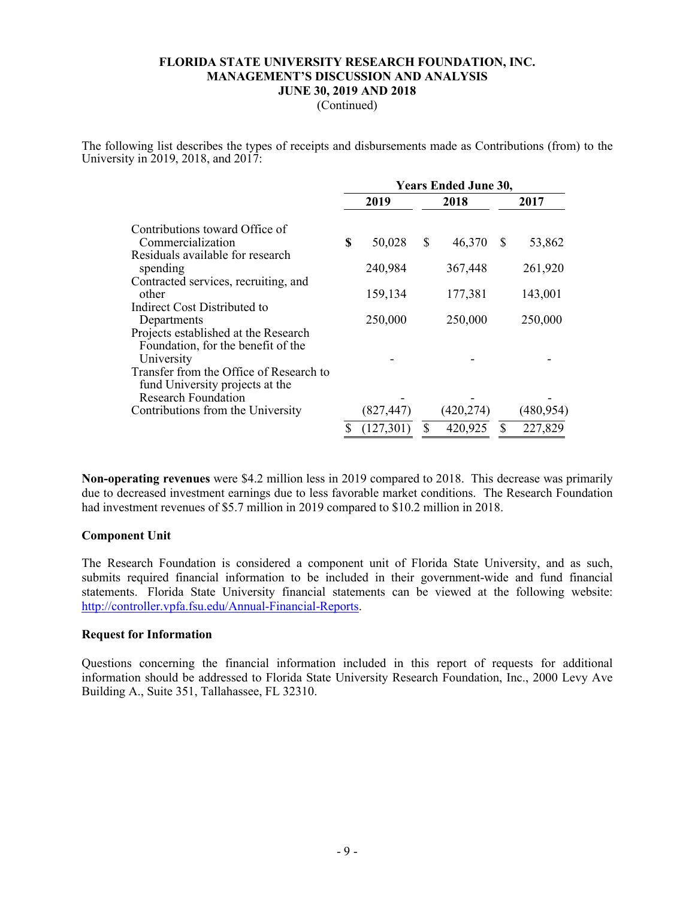The following list describes the types of receipts and disbursements made as Contributions (from) to the University in 2019, 2018, and 2017:

| | Years Ended June 30, | | |
|---|---|---|---|
| | 2019 | 2018 | 2017 |
| Contributions toward Office of Commercialization | $ 50,028 | $ 46,370 | $ 53,862 |
| Residuals available for research spending | 240,984 | 367,448 | 261,920 |
| Contracted services, recruiting, and other | 159,134 | 177,381 | 143,001 |
| Indirect Cost Distributed to Departments | 250,000 | 250,000 | 250,000 |
| Projects established at the Research Foundation, for the benefit of the University | - | - | - |
| Transfer from the Office of Research to fund University projects at the Research Foundation | - | - | - |
| Contributions from the University | (827,447) | (420,274) | (480,954) |
| | $ (127,301) | $ 420,925 | $ 227,829 |

**Non-operating revenues** were $4.2 million less in 2019 compared to 2018. This decrease was primarily due to decreased investment earnings due to less favorable market conditions. The Research Foundation had investment revenues of $5.7 million in 2019 compared to $10.2 million in 2018.

**Component Unit**

The Research Foundation is considered a component unit of Florida State University, and as such, submits required financial information to be included in their government-wide and fund financial statements. Florida State University financial statements can be viewed at the following website: http://controller.vpfa.fsu.edu/Annual-Financial-Reports.

**Request for Information**

Questions concerning the financial information included in this report of requests for additional information should be addressed to Florida State University Research Foundation, Inc., 2000 Levy Ave Building A., Suite 351, Tallahassee, FL 32310.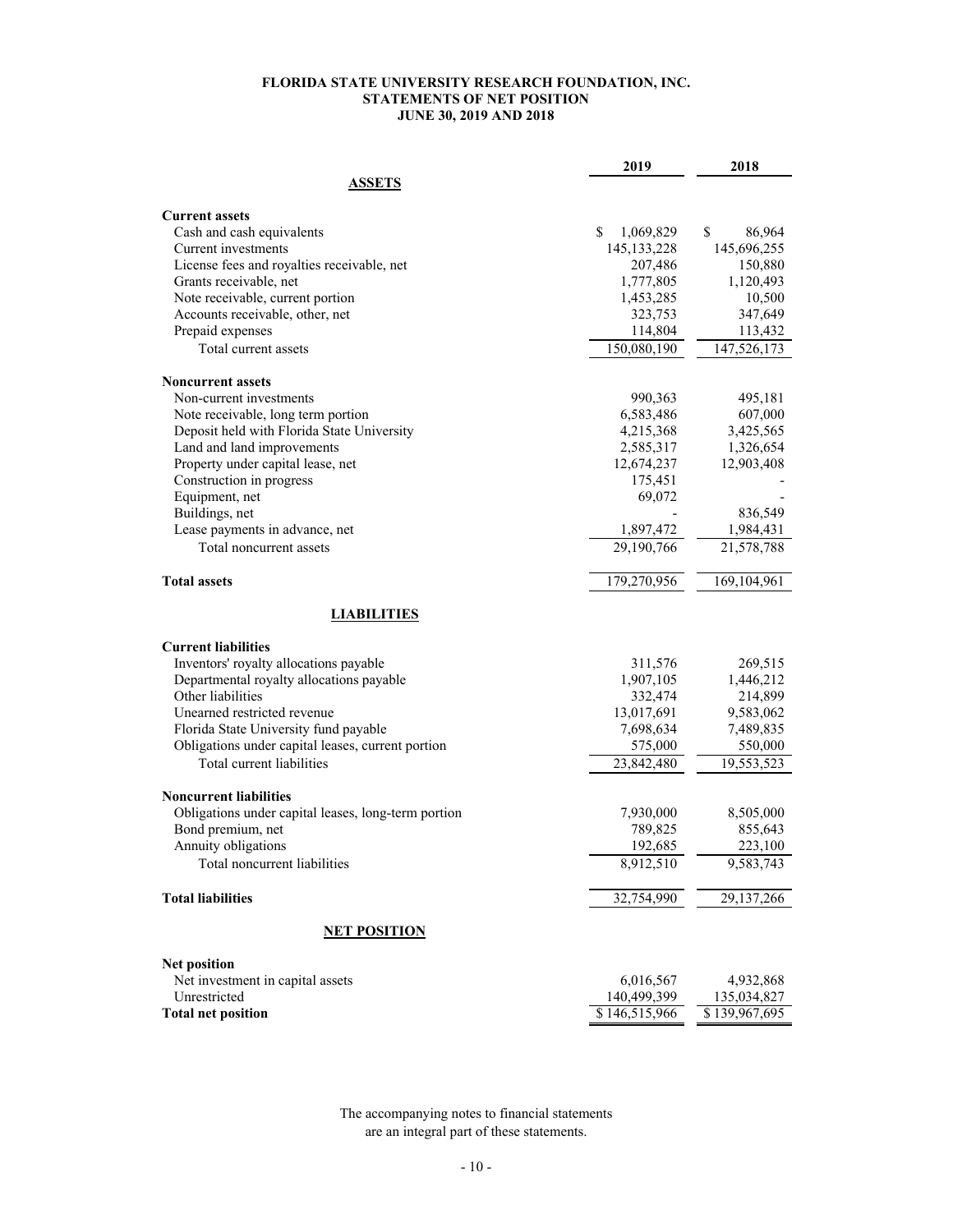# FLORIDA STATE UNIVERSITY RESEARCH FOUNDATION, INC.
## STATEMENTS OF NET POSITION
### JUNE 30, 2019 AND 2018

| | 2019 | 2018 |
|---|---|---|
| **ASSETS** | | |
| **Current assets** | | |
| Cash and cash equivalents | $ 1,069,829 | $ 86,964 |
| Current investments | 145,133,228 | 145,696,255 |
| License fees and royalties receivable, net | 207,486 | 150,880 |
| Grants receivable, net | 1,777,805 | 1,120,493 |
| Note receivable, current portion | 1,453,285 | 10,500 |
| Accounts receivable, other, net | 323,753 | 347,649 |
| Prepaid expenses | 114,804 | 113,432 |
| Total current assets | 150,080,190 | 147,526,173 |
| **Noncurrent assets** | | |
| Non-current investments | 990,363 | 495,181 |
| Note receivable, long term portion | 6,583,486 | 607,000 |
| Deposit held with Florida State University | 4,215,368 | 3,425,565 |
| Land and land improvements | 2,585,317 | 1,326,654 |
| Property under capital lease, net | 12,674,237 | 12,903,408 |
| Construction in progress | 175,451 | - |
| Equipment, net | 69,072 | - |
| Buildings, net | - | 836,549 |
| Lease payments in advance, net | 1,897,472 | 1,984,431 |
| Total noncurrent assets | 29,190,766 | 21,578,788 |
| **Total assets** | 179,270,956 | 169,104,961 |
| **LIABILITIES** | | |
| **Current liabilities** | | |
| Inventors' royalty allocations payable | 311,576 | 269,515 |
| Departmental royalty allocations payable | 1,907,105 | 1,446,212 |
| Other liabilities | 332,474 | 214,899 |
| Unearned restricted revenue | 13,017,691 | 9,583,062 |
| Florida State University fund payable | 7,698,634 | 7,489,835 |
| Obligations under capital leases, current portion | 575,000 | 550,000 |
| Total current liabilities | 23,842,480 | 19,553,523 |
| **Noncurrent liabilities** | | |
| Obligations under capital leases, long-term portion | 7,930,000 | 8,505,000 |
| Bond premium, net | 789,825 | 855,643 |
| Annuity obligations | 192,685 | 223,100 |
| Total noncurrent liabilities | 8,912,510 | 9,583,743 |
| **Total liabilities** | 32,754,990 | 29,137,266 |
| **NET POSITION** | | |
| **Net position** | | |
| Net investment in capital assets | 6,016,567 | 4,932,868 |
| Unrestricted | 140,499,399 | 135,034,827 |
| **Total net position** | $ 146,515,966 | $ 139,967,695 |

The accompanying notes to financial statements are an integral part of these statements.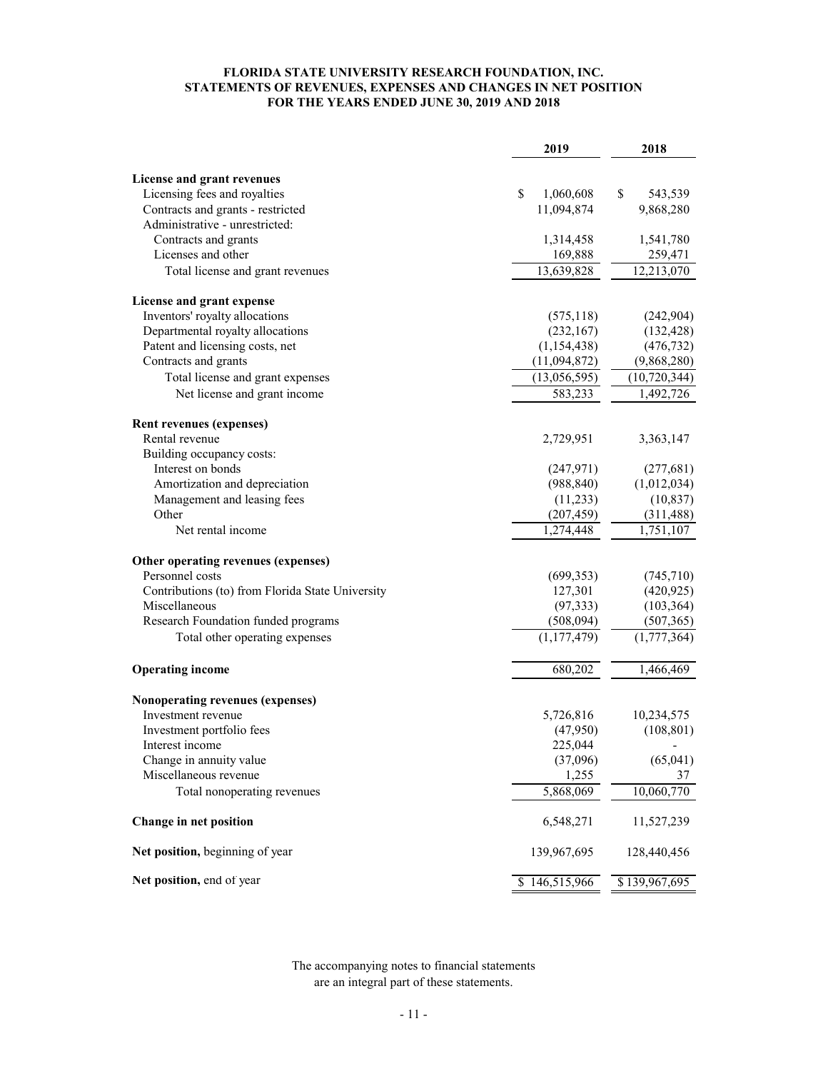**FLORIDA STATE UNIVERSITY RESEARCH FOUNDATION, INC.**
**STATEMENTS OF REVENUES, EXPENSES AND CHANGES IN NET POSITION**
**FOR THE YEARS ENDED JUNE 30, 2019 AND 2018**

| | 2019 | 2018 |
|---|---|---|
| **License and grant revenues** | | |
| Licensing fees and royalties | $ 1,060,608 | $ 543,539 |
| Contracts and grants - restricted | 11,094,874 | 9,868,280 |
| Administrative - unrestricted: | | |
| Contracts and grants | 1,314,458 | 1,541,780 |
| Licenses and other | 169,888 | 259,471 |
| Total license and grant revenues | 13,639,828 | 12,213,070 |
| **License and grant expense** | | |
| Inventors' royalty allocations | (575,118) | (242,904) |
| Departmental royalty allocations | (232,167) | (132,428) |
| Patent and licensing costs, net | (1,154,438) | (476,732) |
| Contracts and grants | (11,094,872) | (9,868,280) |
| Total license and grant expenses | (13,056,595) | (10,720,344) |
| Net license and grant income | 583,233 | 1,492,726 |
| **Rent revenues (expenses)** | | |
| Rental revenue | 2,729,951 | 3,363,147 |
| Building occupancy costs: | | |
| Interest on bonds | (247,971) | (277,681) |
| Amortization and depreciation | (988,840) | (1,012,034) |
| Management and leasing fees | (11,233) | (10,837) |
| Other | (207,459) | (311,488) |
| Net rental income | 1,274,448 | 1,751,107 |
| **Other operating revenues (expenses)** | | |
| Personnel costs | (699,353) | (745,710) |
| Contributions (to) from Florida State University | 127,301 | (420,925) |
| Miscellaneous | (97,333) | (103,364) |
| Research Foundation funded programs | (508,094) | (507,365) |
| Total other operating expenses | (1,177,479) | (1,777,364) |
| **Operating income** | 680,202 | 1,466,469 |
| **Nonoperating revenues (expenses)** | | |
| Investment revenue | 5,726,816 | 10,234,575 |
| Investment portfolio fees | (47,950) | (108,801) |
| Interest income | 225,044 | - |
| Change in annuity value | (37,096) | (65,041) |
| Miscellaneous revenue | 1,255 | 37 |
| Total nonoperating revenues | 5,868,069 | 10,060,770 |
| **Change in net position** | 6,548,271 | 11,527,239 |
| **Net position,** beginning of year | 139,967,695 | 128,440,456 |
| **Net position,** end of year | $ 146,515,966 | $ 139,967,695 |

The accompanying notes to financial statements are an integral part of these statements.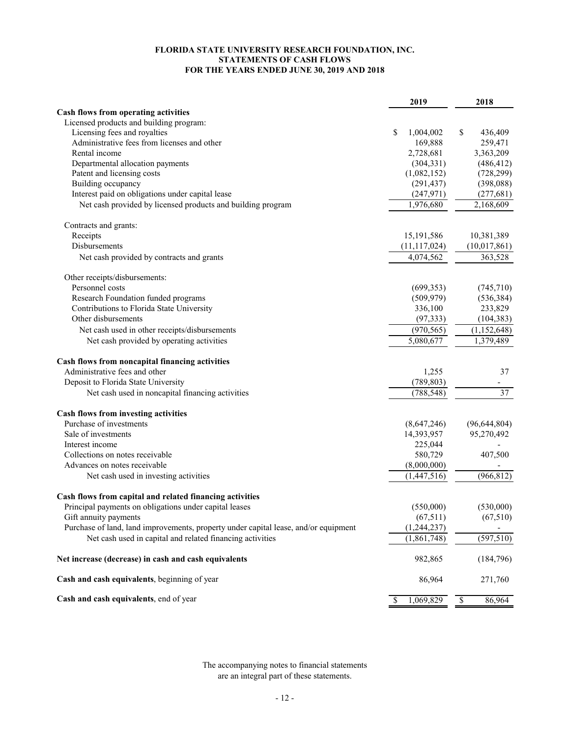**FLORIDA STATE UNIVERSITY RESEARCH FOUNDATION, INC.**
**STATEMENTS OF CASH FLOWS**
**FOR THE YEARS ENDED JUNE 30, 2019 AND 2018**

| | 2019 | 2018 |
|---|---|---|
| **Cash flows from operating activities** | | |
| Licensed products and building program: | | |
| Licensing fees and royalties | $ 1,004,002 | $ 436,409 |
| Administrative fees from licenses and other | 169,888 | 259,471 |
| Rental income | 2,728,681 | 3,363,209 |
| Departmental allocation payments | (304,331) | (486,412) |
| Patent and licensing costs | (1,082,152) | (728,299) |
| Building occupancy | (291,437) | (398,088) |
| Interest paid on obligations under capital lease | (247,971) | (277,681) |
| Net cash provided by licensed products and building program | 1,976,680 | 2,168,609 |
| | | |
| Contracts and grants: | | |
| Receipts | 15,191,586 | 10,381,389 |
| Disbursements | (11,117,024) | (10,017,861) |
| Net cash provided by contracts and grants | 4,074,562 | 363,528 |
| | | |
| Other receipts/disbursements: | | |
| Personnel costs | (699,353) | (745,710) |
| Research Foundation funded programs | (509,979) | (536,384) |
| Contributions to Florida State University | 336,100 | 233,829 |
| Other disbursements | (97,333) | (104,383) |
| Net cash used in other receipts/disbursements | (970,565) | (1,152,648) |
| Net cash provided by operating activities | 5,080,677 | 1,379,489 |
| | | |
| **Cash flows from noncapital financing activities** | | |
| Administrative fees and other | 1,255 | 37 |
| Deposit to Florida State University | (789,803) | - |
| Net cash used in noncapital financing activities | (788,548) | 37 |
| | | |
| **Cash flows from investing activities** | | |
| Purchase of investments | (8,647,246) | (96,644,804) |
| Sale of investments | 14,393,957 | 95,270,492 |
| Interest income | 225,044 | - |
| Collections on notes receivable | 580,729 | 407,500 |
| Advances on notes receivable | (8,000,000) | - |
| Net cash used in investing activities | (1,447,516) | (966,812) |
| | | |
| **Cash flows from capital and related financing activities** | | |
| Principal payments on obligations under capital leases | (550,000) | (530,000) |
| Gift annuity payments | (67,511) | (67,510) |
| Purchase of land, land improvements, property under capital lease, and/or equipment | (1,244,237) | - |
| Net cash used in capital and related financing activities | (1,861,748) | (597,510) |
| | | |
| **Net increase (decrease) in cash and cash equivalents** | 982,865 | (184,796) |
| | | |
| **Cash and cash equivalents**, beginning of year | 86,964 | 271,760 |
| | | |
| **Cash and cash equivalents**, end of year | $ 1,069,829 | $ 86,964 |

The accompanying notes to financial statements are an integral part of these statements.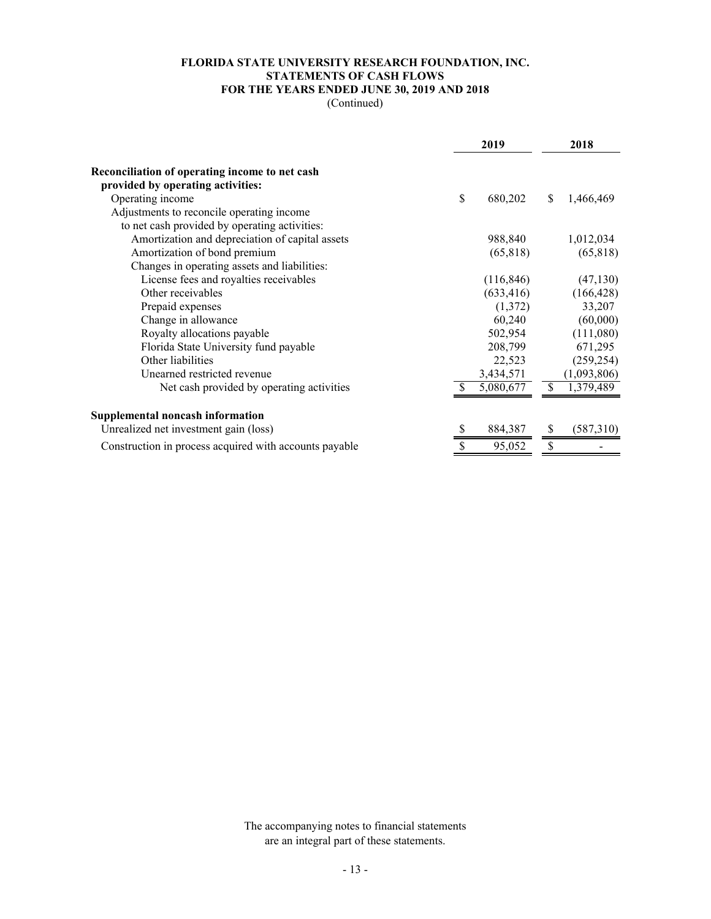**FLORIDA STATE UNIVERSITY RESEARCH FOUNDATION, INC.**
**STATEMENTS OF CASH FLOWS**
**FOR THE YEARS ENDED JUNE 30, 2019 AND 2018**
(Continued)

| | 2019 | 2018 |
|---|---|---|
| **Reconciliation of operating income to net cash provided by operating activities:** | | |
| Operating income | $ 680,202 | $ 1,466,469 |
| Adjustments to reconcile operating income to net cash provided by operating activities: | | |
| Amortization and depreciation of capital assets | 988,840 | 1,012,034 |
| Amortization of bond premium | (65,818) | (65,818) |
| Changes in operating assets and liabilities: | | |
| License fees and royalties receivables | (116,846) | (47,130) |
| Other receivables | (633,416) | (166,428) |
| Prepaid expenses | (1,372) | 33,207 |
| Change in allowance | 60,240 | (60,000) |
| Royalty allocations payable | 502,954 | (111,080) |
| Florida State University fund payable | 208,799 | 671,295 |
| Other liabilities | 22,523 | (259,254) |
| Unearned restricted revenue | 3,434,571 | (1,093,806) |
| Net cash provided by operating activities | $ 5,080,677 | $ 1,379,489 |
| **Supplemental noncash information** | | |
| Unrealized net investment gain (loss) | $ 884,387 | $ (587,310) |
| Construction in process acquired with accounts payable | $ 95,052 | $ - |

The accompanying notes to financial statements are an integral part of these statements.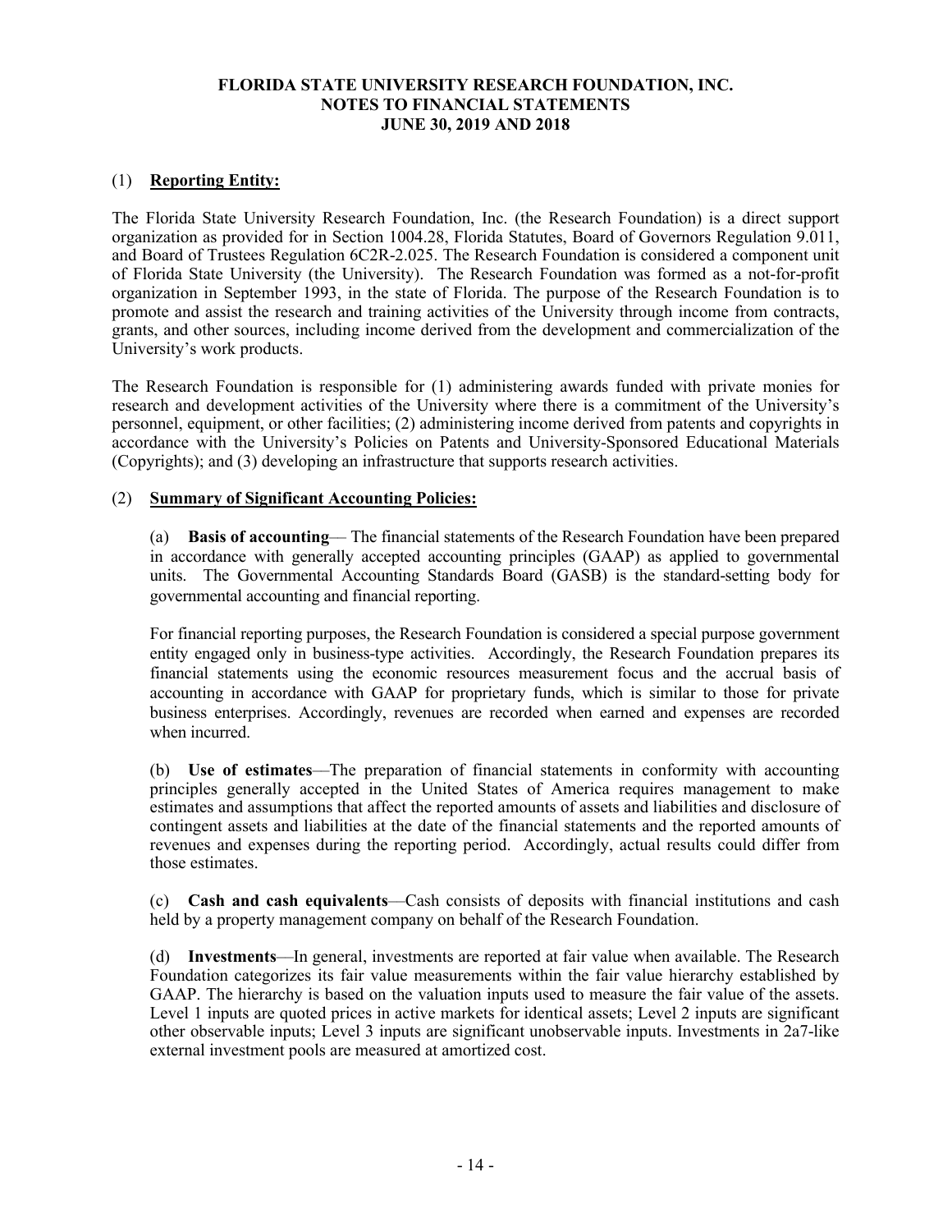# FLORIDA STATE UNIVERSITY RESEARCH FOUNDATION, INC.
## NOTES TO FINANCIAL STATEMENTS
### JUNE 30, 2019 AND 2018

(1) **Reporting Entity:**

The Florida State University Research Foundation, Inc. (the Research Foundation) is a direct support organization as provided for in Section 1004.28, Florida Statutes, Board of Governors Regulation 9.011, and Board of Trustees Regulation 6C2R-2.025. The Research Foundation is considered a component unit of Florida State University (the University). The Research Foundation was formed as a not-for-profit organization in September 1993, in the state of Florida. The purpose of the Research Foundation is to promote and assist the research and training activities of the University through income from contracts, grants, and other sources, including income derived from the development and commercialization of the University's work products.

The Research Foundation is responsible for (1) administering awards funded with private monies for research and development activities of the University where there is a commitment of the University's personnel, equipment, or other facilities; (2) administering income derived from patents and copyrights in accordance with the University's Policies on Patents and University-Sponsored Educational Materials (Copyrights); and (3) developing an infrastructure that supports research activities.

(2) **Summary of Significant Accounting Policies:**

(a) **Basis of accounting**— The financial statements of the Research Foundation have been prepared in accordance with generally accepted accounting principles (GAAP) as applied to governmental units. The Governmental Accounting Standards Board (GASB) is the standard-setting body for governmental accounting and financial reporting.

For financial reporting purposes, the Research Foundation is considered a special purpose government entity engaged only in business-type activities. Accordingly, the Research Foundation prepares its financial statements using the economic resources measurement focus and the accrual basis of accounting in accordance with GAAP for proprietary funds, which is similar to those for private business enterprises. Accordingly, revenues are recorded when earned and expenses are recorded when incurred.

(b) **Use of estimates**—The preparation of financial statements in conformity with accounting principles generally accepted in the United States of America requires management to make estimates and assumptions that affect the reported amounts of assets and liabilities and disclosure of contingent assets and liabilities at the date of the financial statements and the reported amounts of revenues and expenses during the reporting period. Accordingly, actual results could differ from those estimates.

(c) **Cash and cash equivalents**—Cash consists of deposits with financial institutions and cash held by a property management company on behalf of the Research Foundation.

(d) **Investments**—In general, investments are reported at fair value when available. The Research Foundation categorizes its fair value measurements within the fair value hierarchy established by GAAP. The hierarchy is based on the valuation inputs used to measure the fair value of the assets. Level 1 inputs are quoted prices in active markets for identical assets; Level 2 inputs are significant other observable inputs; Level 3 inputs are significant unobservable inputs. Investments in 2a7-like external investment pools are measured at amortized cost.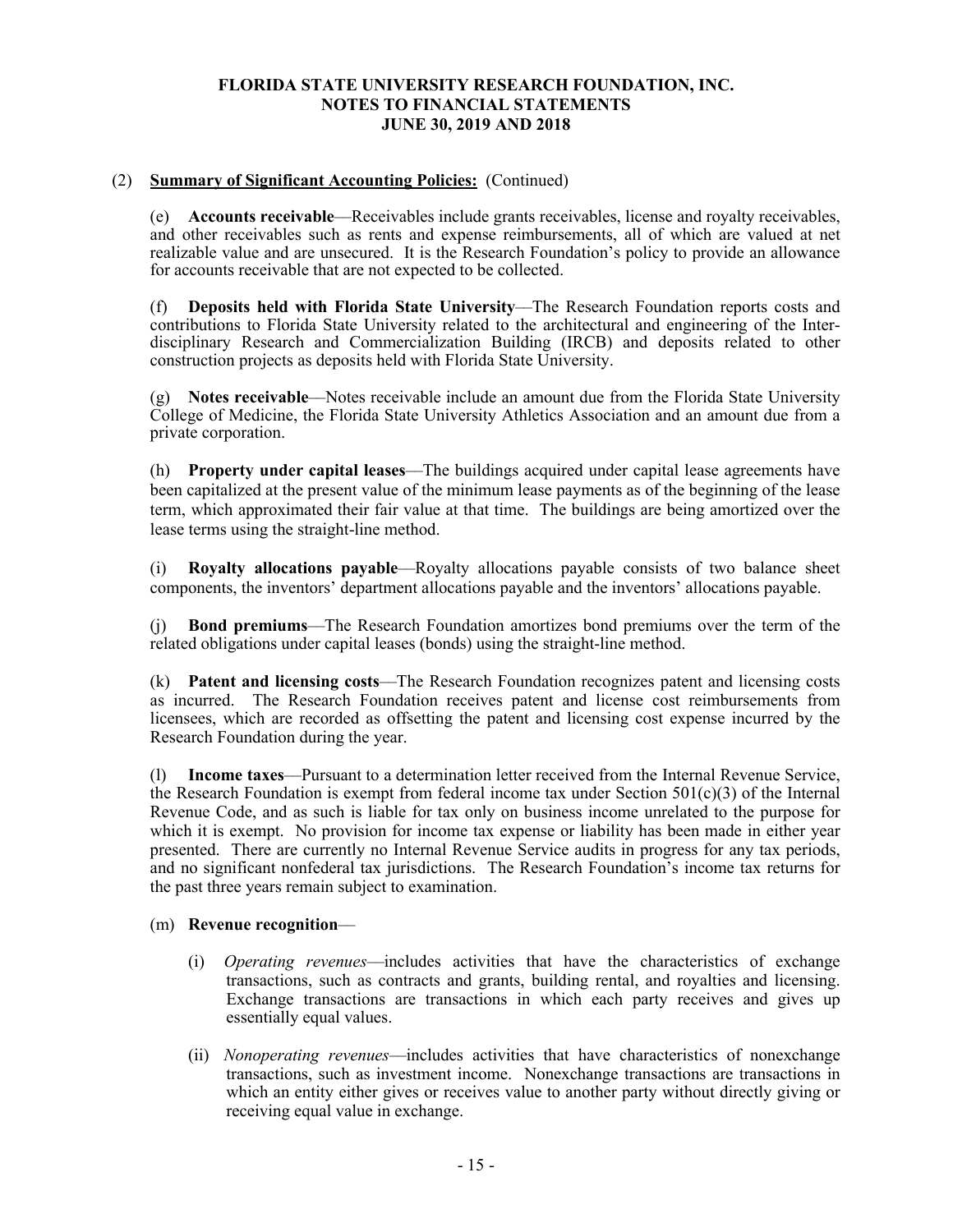# FLORIDA STATE UNIVERSITY RESEARCH FOUNDATION, INC.
# NOTES TO FINANCIAL STATEMENTS
# JUNE 30, 2019 AND 2018

(2) **Summary of Significant Accounting Policies:** (Continued)

(e) **Accounts receivable**—Receivables include grants receivables, license and royalty receivables, and other receivables such as rents and expense reimbursements, all of which are valued at net realizable value and are unsecured. It is the Research Foundation's policy to provide an allowance for accounts receivable that are not expected to be collected.

(f) **Deposits held with Florida State University**—The Research Foundation reports costs and contributions to Florida State University related to the architectural and engineering of the Interdisciplinary Research and Commercialization Building (IRCB) and deposits related to other construction projects as deposits held with Florida State University.

(g) **Notes receivable**—Notes receivable include an amount due from the Florida State University College of Medicine, the Florida State University Athletics Association and an amount due from a private corporation.

(h) **Property under capital leases**—The buildings acquired under capital lease agreements have been capitalized at the present value of the minimum lease payments as of the beginning of the lease term, which approximated their fair value at that time. The buildings are being amortized over the lease terms using the straight-line method.

(i) **Royalty allocations payable**—Royalty allocations payable consists of two balance sheet components, the inventors' department allocations payable and the inventors' allocations payable.

(j) **Bond premiums**—The Research Foundation amortizes bond premiums over the term of the related obligations under capital leases (bonds) using the straight-line method.

(k) **Patent and licensing costs**—The Research Foundation recognizes patent and licensing costs as incurred. The Research Foundation receives patent and license cost reimbursements from licensees, which are recorded as offsetting the patent and licensing cost expense incurred by the Research Foundation during the year.

(l) **Income taxes**—Pursuant to a determination letter received from the Internal Revenue Service, the Research Foundation is exempt from federal income tax under Section 501(c)(3) of the Internal Revenue Code, and as such is liable for tax only on business income unrelated to the purpose for which it is exempt. No provision for income tax expense or liability has been made in either year presented. There are currently no Internal Revenue Service audits in progress for any tax periods, and no significant nonfederal tax jurisdictions. The Research Foundation's income tax returns for the past three years remain subject to examination.

(m) **Revenue recognition**—

(i) *Operating revenues*—includes activities that have the characteristics of exchange transactions, such as contracts and grants, building rental, and royalties and licensing. Exchange transactions are transactions in which each party receives and gives up essentially equal values.

(ii) *Nonoperating revenues*—includes activities that have characteristics of nonexchange transactions, such as investment income. Nonexchange transactions are transactions in which an entity either gives or receives value to another party without directly giving or receiving equal value in exchange.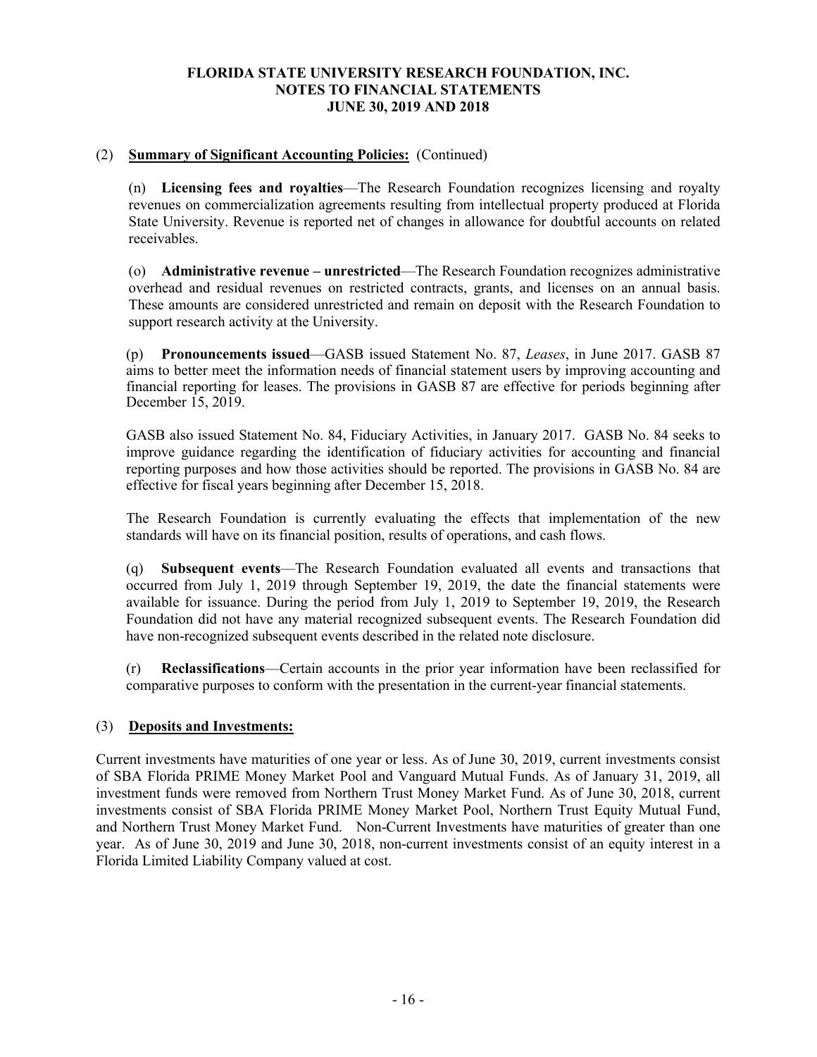**FLORIDA STATE UNIVERSITY RESEARCH FOUNDATION, INC.**
**NOTES TO FINANCIAL STATEMENTS**
**JUNE 30, 2019 AND 2018**

(2) **Summary of Significant Accounting Policies:** (Continued)

(n) **Licensing fees and royalties**—The Research Foundation recognizes licensing and royalty revenues on commercialization agreements resulting from intellectual property produced at Florida State University. Revenue is reported net of changes in allowance for doubtful accounts on related receivables.

(o) **Administrative revenue – unrestricted**—The Research Foundation recognizes administrative overhead and residual revenues on restricted contracts, grants, and licenses on an annual basis. These amounts are considered unrestricted and remain on deposit with the Research Foundation to support research activity at the University.

(p) **Pronouncements issued**—GASB issued Statement No. 87, *Leases*, in June 2017. GASB 87 aims to better meet the information needs of financial statement users by improving accounting and financial reporting for leases. The provisions in GASB 87 are effective for periods beginning after December 15, 2019.

GASB also issued Statement No. 84, Fiduciary Activities, in January 2017. GASB No. 84 seeks to improve guidance regarding the identification of fiduciary activities for accounting and financial reporting purposes and how those activities should be reported. The provisions in GASB No. 84 are effective for fiscal years beginning after December 15, 2018.

The Research Foundation is currently evaluating the effects that implementation of the new standards will have on its financial position, results of operations, and cash flows.

(q) **Subsequent events**—The Research Foundation evaluated all events and transactions that occurred from July 1, 2019 through September 19, 2019, the date the financial statements were available for issuance. During the period from July 1, 2019 to September 19, 2019, the Research Foundation did not have any material recognized subsequent events. The Research Foundation did have non-recognized subsequent events described in the related note disclosure.

(r) **Reclassifications**—Certain accounts in the prior year information have been reclassified for comparative purposes to conform with the presentation in the current-year financial statements.

(3) **Deposits and Investments:**

Current investments have maturities of one year or less. As of June 30, 2019, current investments consist of SBA Florida PRIME Money Market Pool and Vanguard Mutual Funds. As of January 31, 2019, all investment funds were removed from Northern Trust Money Market Fund. As of June 30, 2018, current investments consist of SBA Florida PRIME Money Market Pool, Northern Trust Equity Mutual Fund, and Northern Trust Money Market Fund. Non-Current Investments have maturities of greater than one year. As of June 30, 2019 and June 30, 2018, non-current investments consist of an equity interest in a Florida Limited Liability Company valued at cost.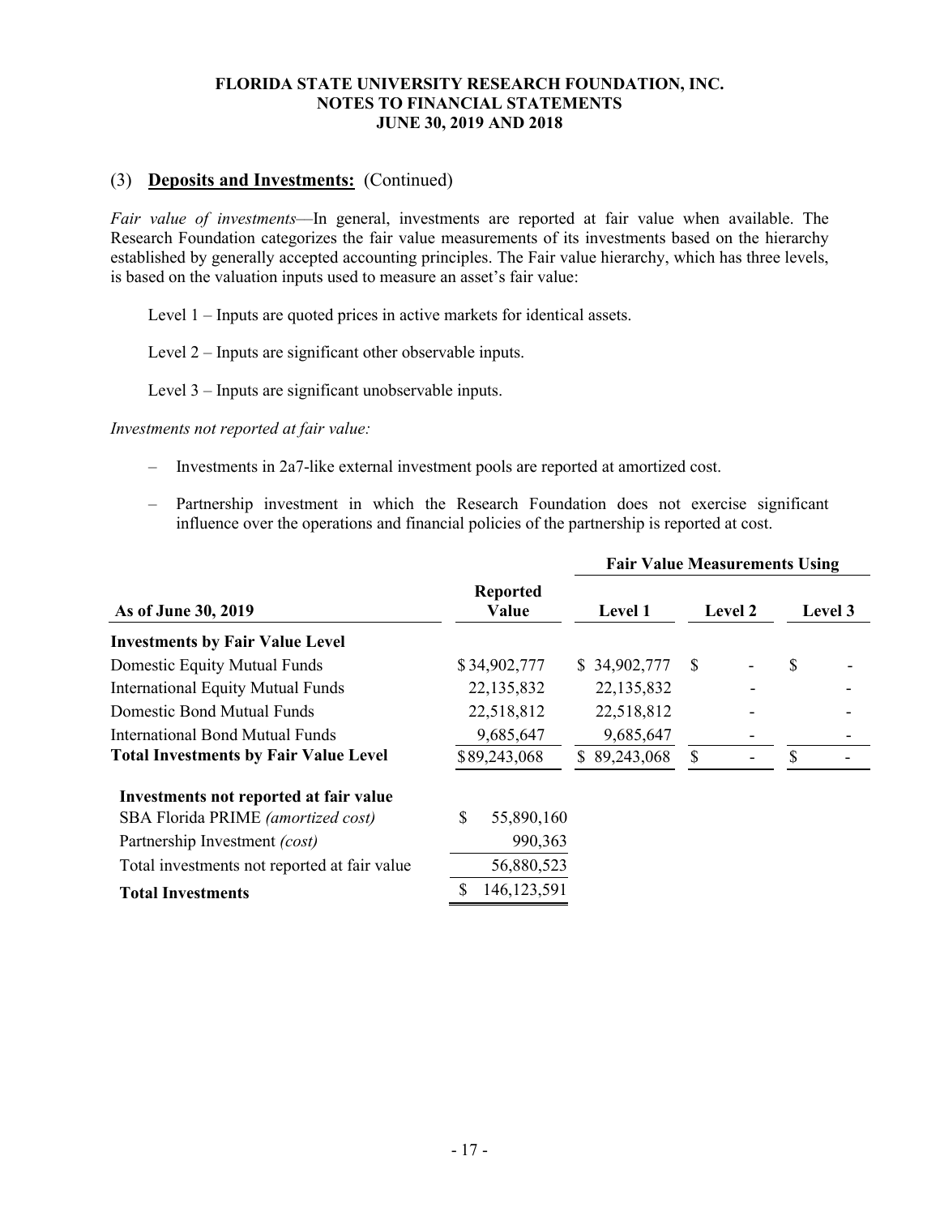FLORIDA STATE UNIVERSITY RESEARCH FOUNDATION, INC.
NOTES TO FINANCIAL STATEMENTS
JUNE 30, 2019 AND 2018

## (3) **Deposits and Investments:** (Continued)

*Fair value of investments*—In general, investments are reported at fair value when available. The Research Foundation categorizes the fair value measurements of its investments based on the hierarchy established by generally accepted accounting principles. The Fair value hierarchy, which has three levels, is based on the valuation inputs used to measure an asset's fair value:

Level 1 – Inputs are quoted prices in active markets for identical assets.

Level 2 – Inputs are significant other observable inputs.

Level 3 – Inputs are significant unobservable inputs.

*Investments not reported at fair value:*

- Investments in 2a7-like external investment pools are reported at amortized cost.
- Partnership investment in which the Research Foundation does not exercise significant influence over the operations and financial policies of the partnership is reported at cost.

| | | Fair Value Measurements Using | | |
|---|---|---|---|---|
| **As of June 30, 2019** | **Reported Value** | **Level 1** | **Level 2** | **Level 3** |
| **Investments by Fair Value Level** | | | | |
| Domestic Equity Mutual Funds | $34,902,777 | $ 34,902,777 | $ - | $ - |
| International Equity Mutual Funds | 22,135,832 | 22,135,832 | - | - |
| Domestic Bond Mutual Funds | 22,518,812 | 22,518,812 | - | - |
| International Bond Mutual Funds | 9,685,647 | 9,685,647 | - | - |
| **Total Investments by Fair Value Level** | $89,243,068 | $ 89,243,068 | $ - | $ - |
| **Investments not reported at fair value** | | | | |
| SBA Florida PRIME *(amortized cost)* | $ 55,890,160 | | | |
| Partnership Investment *(cost)* | 990,363 | | | |
| Total investments not reported at fair value | 56,880,523 | | | |
| **Total Investments** | $ 146,123,591 | | | |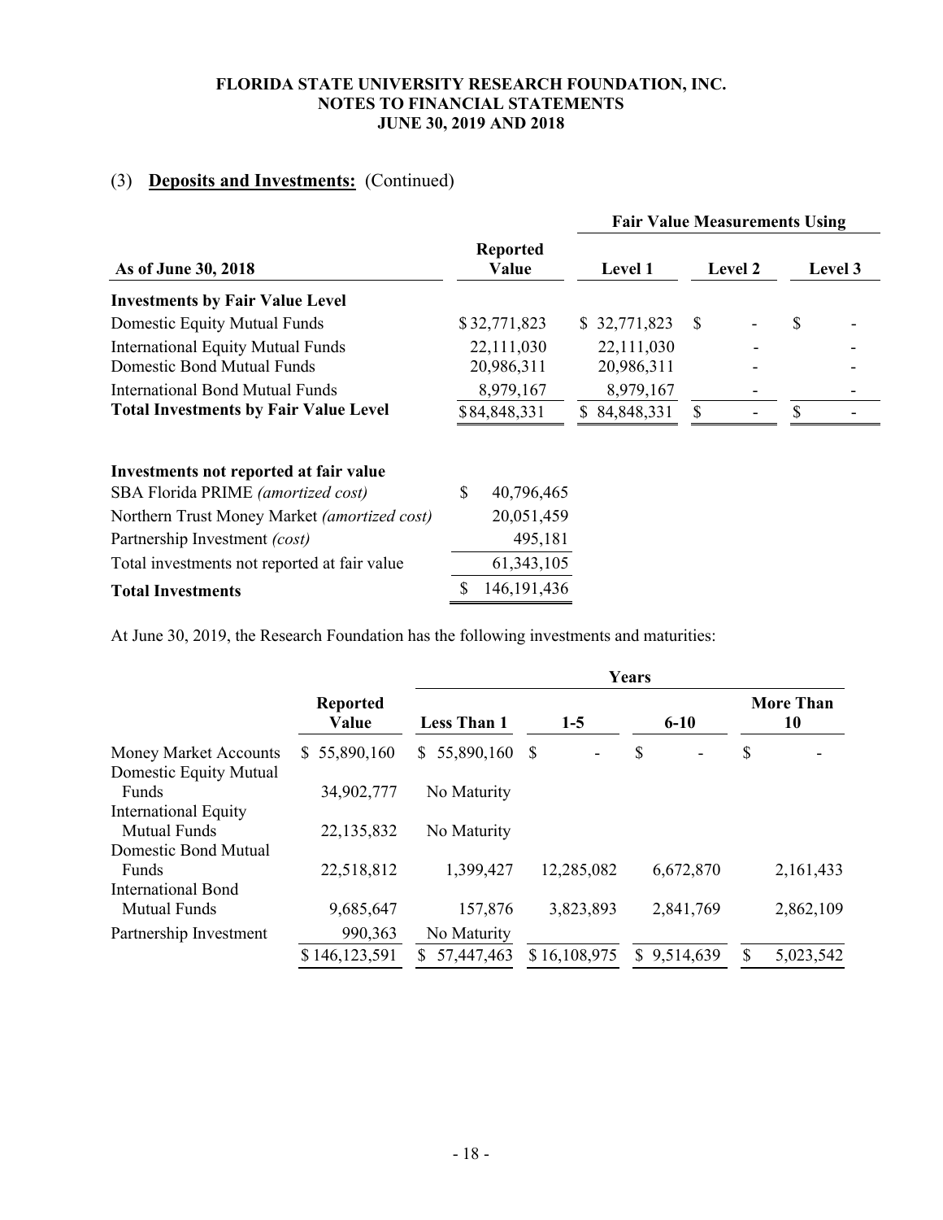# FLORIDA STATE UNIVERSITY RESEARCH FOUNDATION, INC.
## NOTES TO FINANCIAL STATEMENTS
## JUNE 30, 2019 AND 2018

### (3) **Deposits and Investments:** (Continued)

| | | Fair Value Measurements Using | | |
|---|---|---|---|---|
| **As of June 30, 2018** | **Reported Value** | **Level 1** | **Level 2** | **Level 3** |
| **Investments by Fair Value Level** | | | | |
| Domestic Equity Mutual Funds | $ 32,771,823 | $ 32,771,823 | $ - | $ - |
| International Equity Mutual Funds | 22,111,030 | 22,111,030 | - | - |
| Domestic Bond Mutual Funds | 20,986,311 | 20,986,311 | - | - |
| International Bond Mutual Funds | 8,979,167 | 8,979,167 | - | - |
| **Total Investments by Fair Value Level** | $ 84,848,331 | $ 84,848,331 | $ - | $ - |
| | | | | |
| **Investments not reported at fair value** | | | | |
| SBA Florida PRIME *(amortized cost)* | $ 40,796,465 | | | |
| Northern Trust Money Market *(amortized cost)* | 20,051,459 | | | |
| Partnership Investment *(cost)* | 495,181 | | | |
| Total investments not reported at fair value | 61,343,105 | | | |
| **Total Investments** | $ 146,191,436 | | | |

At June 30, 2019, the Research Foundation has the following investments and maturities:

| | | Years | | | |
|---|---|---|---|---|---|
| | **Reported Value** | **Less Than 1** | **1-5** | **6-10** | **More Than 10** |
| Money Market Accounts | $ 55,890,160 | $ 55,890,160 | $ - | $ - | $ - |
| Domestic Equity Mutual Funds | 34,902,777 | No Maturity | | | |
| International Equity Mutual Funds | 22,135,832 | No Maturity | | | |
| Domestic Bond Mutual Funds | 22,518,812 | 1,399,427 | 12,285,082 | 6,672,870 | 2,161,433 |
| International Bond Mutual Funds | 9,685,647 | 157,876 | 3,823,893 | 2,841,769 | 2,862,109 |
| Partnership Investment | 990,363 | No Maturity | | | |
| | $ 146,123,591 | $ 57,447,463 | $ 16,108,975 | $ 9,514,639 | $ 5,023,542 |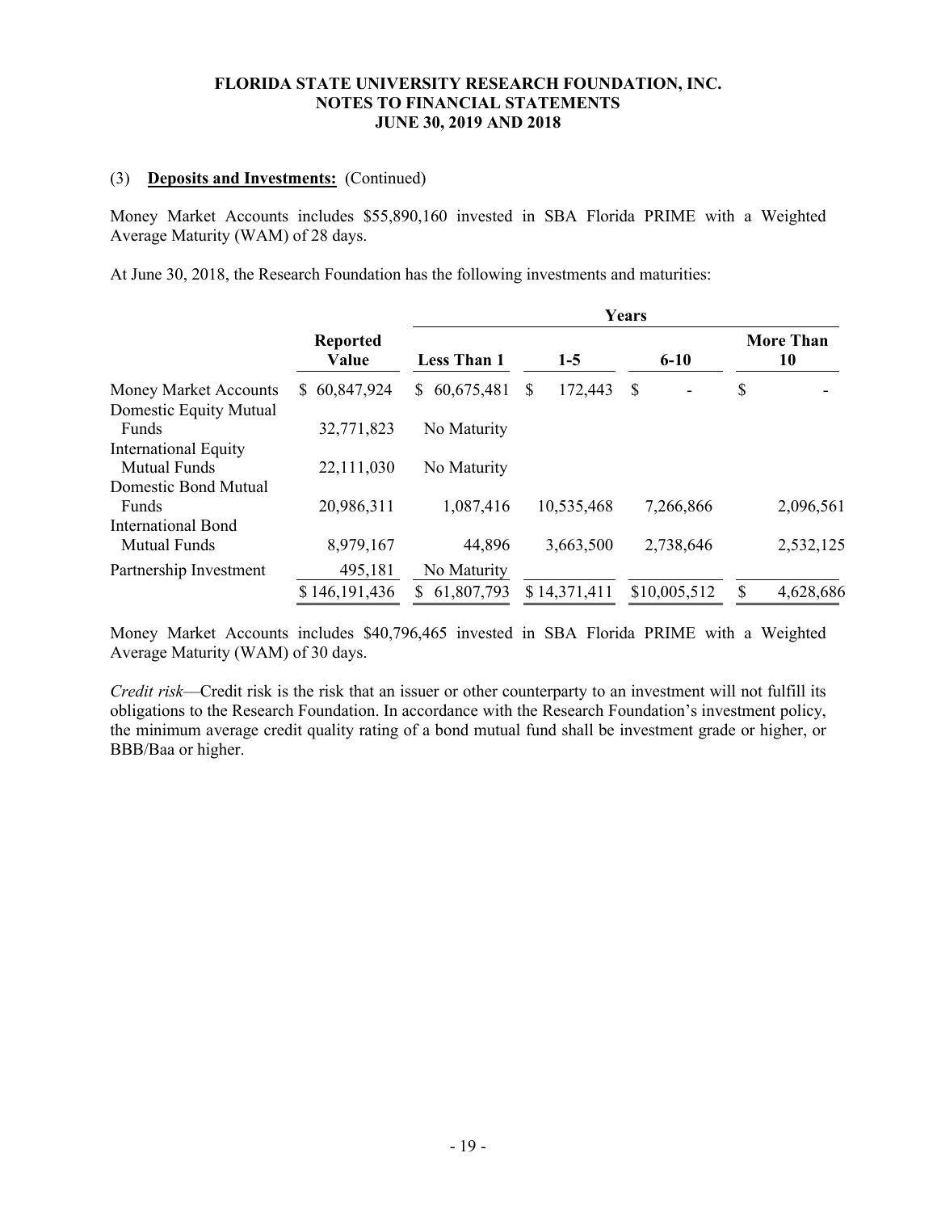**FLORIDA STATE UNIVERSITY RESEARCH FOUNDATION, INC.**
**NOTES TO FINANCIAL STATEMENTS**
**JUNE 30, 2019 AND 2018**

(3) **Deposits and Investments:** (Continued)

Money Market Accounts includes $55,890,160 invested in SBA Florida PRIME with a Weighted Average Maturity (WAM) of 28 days.

At June 30, 2018, the Research Foundation has the following investments and maturities:

| | | Years | | | |
|---|---|---|---|---|---|
| | **Reported Value** | **Less Than 1** | **1-5** | **6-10** | **More Than 10** |
| Money Market Accounts | $ 60,847,924 | $ 60,675,481 | $ 172,443 | $ - | $ - |
| Domestic Equity Mutual Funds | 32,771,823 | No Maturity | | | |
| International Equity Mutual Funds | 22,111,030 | No Maturity | | | |
| Domestic Bond Mutual Funds | 20,986,311 | 1,087,416 | 10,535,468 | 7,266,866 | 2,096,561 |
| International Bond Mutual Funds | 8,979,167 | 44,896 | 3,663,500 | 2,738,646 | 2,532,125 |
| Partnership Investment | 495,181 | No Maturity | | | |
| | $ 146,191,436 | $ 61,807,793 | $ 14,371,411 | $10,005,512 | $ 4,628,686 |

Money Market Accounts includes $40,796,465 invested in SBA Florida PRIME with a Weighted Average Maturity (WAM) of 30 days.

*Credit risk*—Credit risk is the risk that an issuer or other counterparty to an investment will not fulfill its obligations to the Research Foundation. In accordance with the Research Foundation's investment policy, the minimum average credit quality rating of a bond mutual fund shall be investment grade or higher, or BBB/Baa or higher.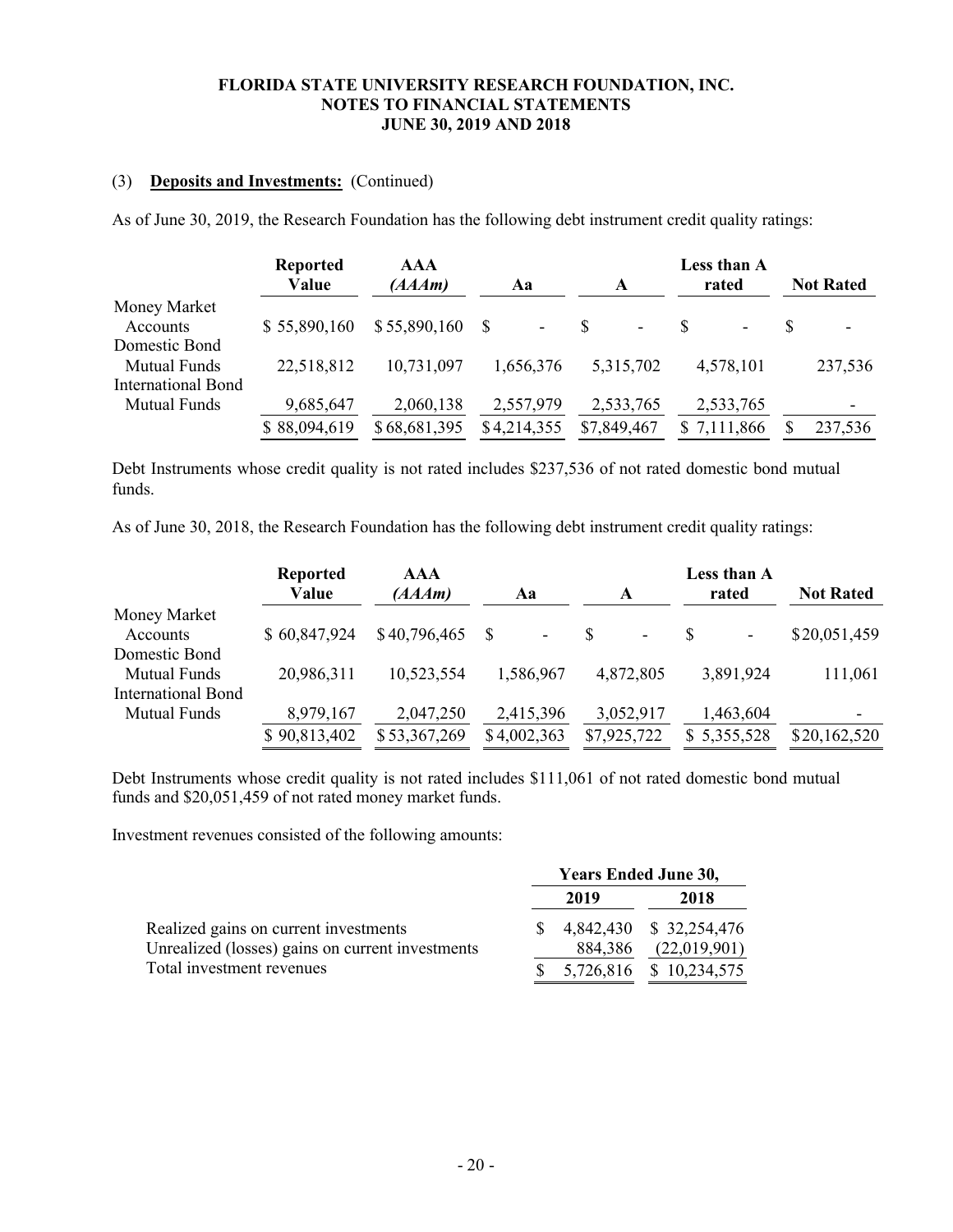# FLORIDA STATE UNIVERSITY RESEARCH FOUNDATION, INC.
## NOTES TO FINANCIAL STATEMENTS
### JUNE 30, 2019 AND 2018

(3) **Deposits and Investments:** (Continued)

As of June 30, 2019, the Research Foundation has the following debt instrument credit quality ratings:

| | Reported Value | AAA (AAAm) | Aa | A | Less than A rated | Not Rated |
|---|---|---|---|---|---|---|
| Money Market Accounts | $ 55,890,160 | $ 55,890,160 | $ - | $ - | $ - | $ - |
| Domestic Bond Mutual Funds | 22,518,812 | 10,731,097 | 1,656,376 | 5,315,702 | 4,578,101 | 237,536 |
| International Bond Mutual Funds | 9,685,647 | 2,060,138 | 2,557,979 | 2,533,765 | 2,533,765 | - |
| | $ 88,094,619 | $ 68,681,395 | $ 4,214,355 | $ 7,849,467 | $ 7,111,866 | $ 237,536 |

Debt Instruments whose credit quality is not rated includes $237,536 of not rated domestic bond mutual funds.

As of June 30, 2018, the Research Foundation has the following debt instrument credit quality ratings:

| | Reported Value | AAA (AAAm) | Aa | A | Less than A rated | Not Rated |
|---|---|---|---|---|---|---|
| Money Market Accounts | $ 60,847,924 | $ 40,796,465 | $ - | $ - | $ - | $ 20,051,459 |
| Domestic Bond Mutual Funds | 20,986,311 | 10,523,554 | 1,586,967 | 4,872,805 | 3,891,924 | 111,061 |
| International Bond Mutual Funds | 8,979,167 | 2,047,250 | 2,415,396 | 3,052,917 | 1,463,604 | - |
| | $ 90,813,402 | $ 53,367,269 | $ 4,002,363 | $ 7,925,722 | $ 5,355,528 | $ 20,162,520 |

Debt Instruments whose credit quality is not rated includes $111,061 of not rated domestic bond mutual funds and $20,051,459 of not rated money market funds.

Investment revenues consisted of the following amounts:

| | Years Ended June 30, | |
|---|---|---|
| | 2019 | 2018 |
| Realized gains on current investments | $ 4,842,430 | $ 32,254,476 |
| Unrealized (losses) gains on current investments | 884,386 | (22,019,901) |
| Total investment revenues | $ 5,726,816 | $ 10,234,575 |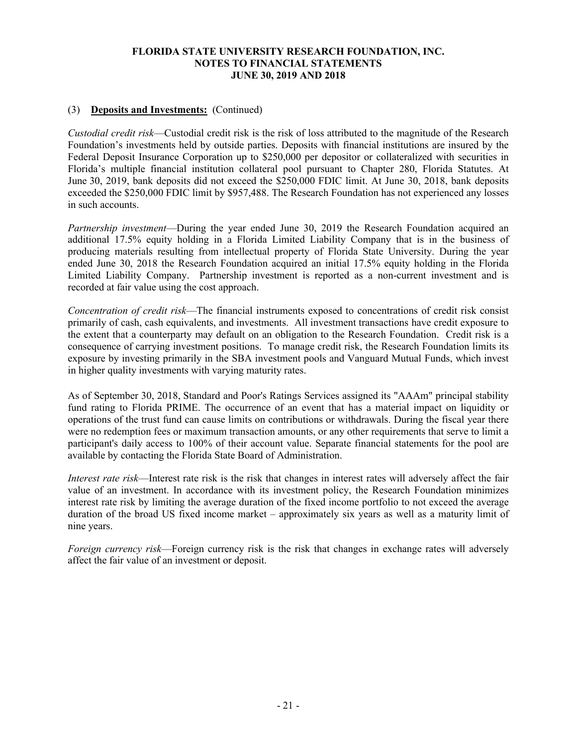(3) **Deposits and Investments:** (Continued)

*Custodial credit risk*—Custodial credit risk is the risk of loss attributed to the magnitude of the Research Foundation's investments held by outside parties. Deposits with financial institutions are insured by the Federal Deposit Insurance Corporation up to $250,000 per depositor or collateralized with securities in Florida's multiple financial institution collateral pool pursuant to Chapter 280, Florida Statutes. At June 30, 2019, bank deposits did not exceed the $250,000 FDIC limit. At June 30, 2018, bank deposits exceeded the $250,000 FDIC limit by $957,488. The Research Foundation has not experienced any losses in such accounts.

*Partnership investment*—During the year ended June 30, 2019 the Research Foundation acquired an additional 17.5% equity holding in a Florida Limited Liability Company that is in the business of producing materials resulting from intellectual property of Florida State University. During the year ended June 30, 2018 the Research Foundation acquired an initial 17.5% equity holding in the Florida Limited Liability Company. Partnership investment is reported as a non-current investment and is recorded at fair value using the cost approach.

*Concentration of credit risk*—The financial instruments exposed to concentrations of credit risk consist primarily of cash, cash equivalents, and investments. All investment transactions have credit exposure to the extent that a counterparty may default on an obligation to the Research Foundation. Credit risk is a consequence of carrying investment positions. To manage credit risk, the Research Foundation limits its exposure by investing primarily in the SBA investment pools and Vanguard Mutual Funds, which invest in higher quality investments with varying maturity rates.

As of September 30, 2018, Standard and Poor's Ratings Services assigned its "AAAm" principal stability fund rating to Florida PRIME. The occurrence of an event that has a material impact on liquidity or operations of the trust fund can cause limits on contributions or withdrawals. During the fiscal year there were no redemption fees or maximum transaction amounts, or any other requirements that serve to limit a participant's daily access to 100% of their account value. Separate financial statements for the pool are available by contacting the Florida State Board of Administration.

*Interest rate risk*—Interest rate risk is the risk that changes in interest rates will adversely affect the fair value of an investment. In accordance with its investment policy, the Research Foundation minimizes interest rate risk by limiting the average duration of the fixed income portfolio to not exceed the average duration of the broad US fixed income market – approximately six years as well as a maturity limit of nine years.

*Foreign currency risk*—Foreign currency risk is the risk that changes in exchange rates will adversely affect the fair value of an investment or deposit.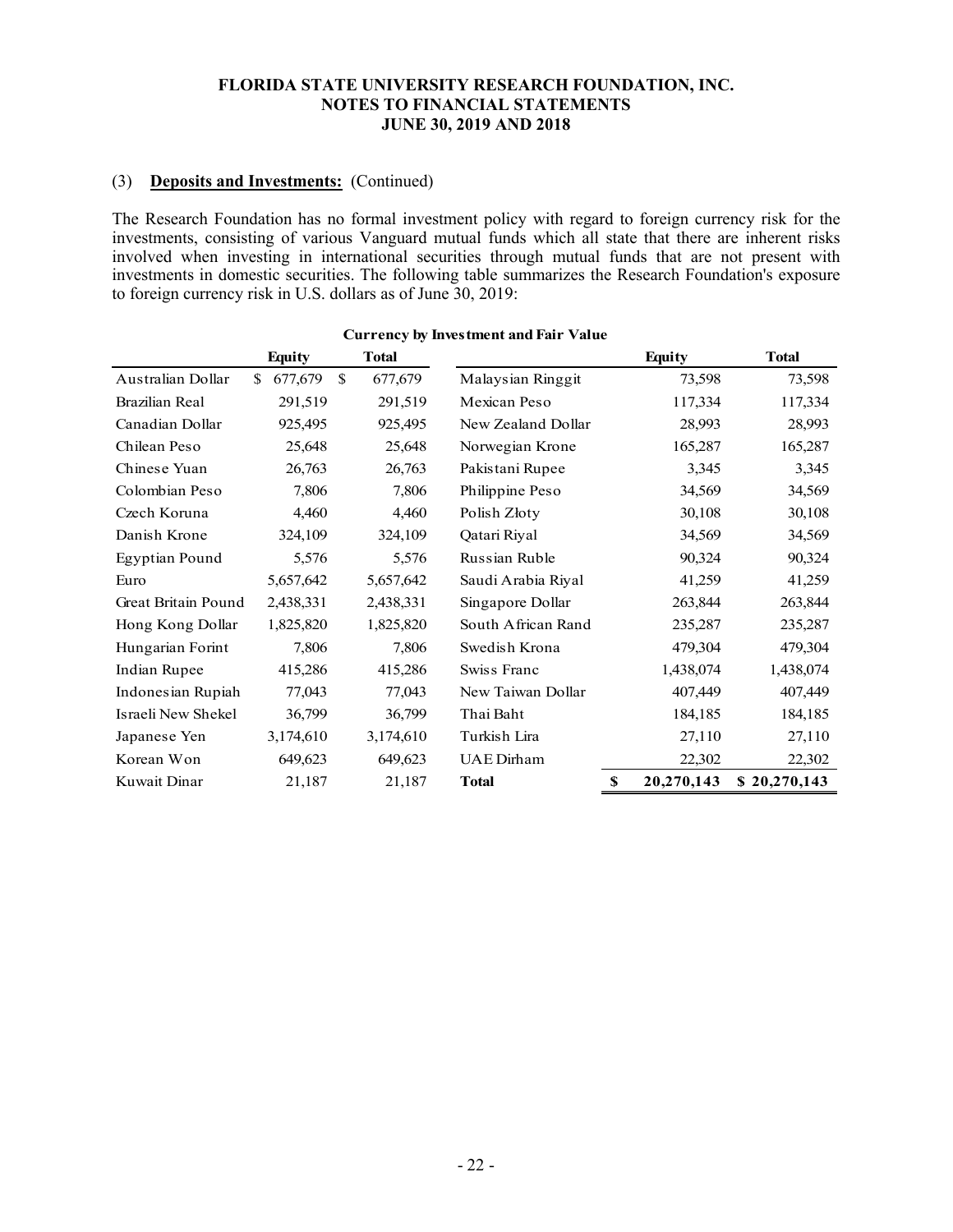FLORIDA STATE UNIVERSITY RESEARCH FOUNDATION, INC.
NOTES TO FINANCIAL STATEMENTS
JUNE 30, 2019 AND 2018

(3) **Deposits and Investments:** (Continued)

The Research Foundation has no formal investment policy with regard to foreign currency risk for the investments, consisting of various Vanguard mutual funds which all state that there are inherent risks involved when investing in international securities through mutual funds that are not present with investments in domestic securities. The following table summarizes the Research Foundation's exposure to foreign currency risk in U.S. dollars as of June 30, 2019:

**Currency by Investment and Fair Value**

| | Equity | Total | | Equity | Total |
|---|---|---|---|---|---|
| Australian Dollar | $ 677,679 | $ 677,679 | Malaysian Ringgit | 73,598 | 73,598 |
| Brazilian Real | 291,519 | 291,519 | Mexican Peso | 117,334 | 117,334 |
| Canadian Dollar | 925,495 | 925,495 | New Zealand Dollar | 28,993 | 28,993 |
| Chilean Peso | 25,648 | 25,648 | Norwegian Krone | 165,287 | 165,287 |
| Chinese Yuan | 26,763 | 26,763 | Pakistani Rupee | 3,345 | 3,345 |
| Colombian Peso | 7,806 | 7,806 | Philippine Peso | 34,569 | 34,569 |
| Czech Koruna | 4,460 | 4,460 | Polish Zloty | 30,108 | 30,108 |
| Danish Krone | 324,109 | 324,109 | Qatari Riyal | 34,569 | 34,569 |
| Egyptian Pound | 5,576 | 5,576 | Russian Ruble | 90,324 | 90,324 |
| Euro | 5,657,642 | 5,657,642 | Saudi Arabia Riyal | 41,259 | 41,259 |
| Great Britain Pound | 2,438,331 | 2,438,331 | Singapore Dollar | 263,844 | 263,844 |
| Hong Kong Dollar | 1,825,820 | 1,825,820 | South African Rand | 235,287 | 235,287 |
| Hungarian Forint | 7,806 | 7,806 | Swedish Krona | 479,304 | 479,304 |
| Indian Rupee | 415,286 | 415,286 | Swiss Franc | 1,438,074 | 1,438,074 |
| Indonesian Rupiah | 77,043 | 77,043 | New Taiwan Dollar | 407,449 | 407,449 |
| Israeli New Shekel | 36,799 | 36,799 | Thai Baht | 184,185 | 184,185 |
| Japanese Yen | 3,174,610 | 3,174,610 | Turkish Lira | 27,110 | 27,110 |
| Korean Won | 649,623 | 649,623 | UAE Dirham | 22,302 | 22,302 |
| Kuwait Dinar | 21,187 | 21,187 | **Total** | **$ 20,270,143** | **$ 20,270,143** |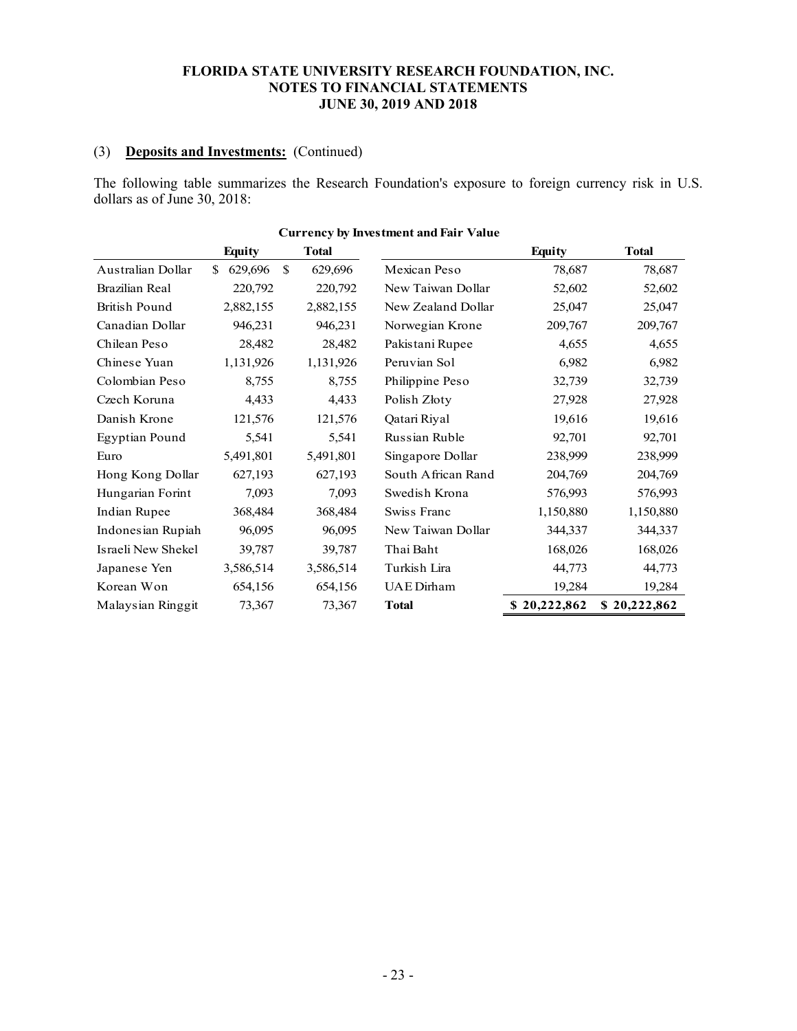**FLORIDA STATE UNIVERSITY RESEARCH FOUNDATION, INC.**
**NOTES TO FINANCIAL STATEMENTS**
**JUNE 30, 2019 AND 2018**

(3) **Deposits and Investments:** (Continued)

The following table summarizes the Research Foundation's exposure to foreign currency risk in U.S. dollars as of June 30, 2018:

**Currency by Investment and Fair Value**

| | Equity | Total | | Equity | Total |
|---|---|---|---|---|---|
| Australian Dollar | $ 629,696 | $ 629,696 | Mexican Peso | 78,687 | 78,687 |
| Brazilian Real | 220,792 | 220,792 | New Taiwan Dollar | 52,602 | 52,602 |
| British Pound | 2,882,155 | 2,882,155 | New Zealand Dollar | 25,047 | 25,047 |
| Canadian Dollar | 946,231 | 946,231 | Norwegian Krone | 209,767 | 209,767 |
| Chilean Peso | 28,482 | 28,482 | Pakistani Rupee | 4,655 | 4,655 |
| Chinese Yuan | 1,131,926 | 1,131,926 | Peruvian Sol | 6,982 | 6,982 |
| Colombian Peso | 8,755 | 8,755 | Philippine Peso | 32,739 | 32,739 |
| Czech Koruna | 4,433 | 4,433 | Polish Złoty | 27,928 | 27,928 |
| Danish Krone | 121,576 | 121,576 | Qatari Riyal | 19,616 | 19,616 |
| Egyptian Pound | 5,541 | 5,541 | Russian Ruble | 92,701 | 92,701 |
| Euro | 5,491,801 | 5,491,801 | Singapore Dollar | 238,999 | 238,999 |
| Hong Kong Dollar | 627,193 | 627,193 | South African Rand | 204,769 | 204,769 |
| Hungarian Forint | 7,093 | 7,093 | Swedish Krona | 576,993 | 576,993 |
| Indian Rupee | 368,484 | 368,484 | Swiss Franc | 1,150,880 | 1,150,880 |
| Indonesian Rupiah | 96,095 | 96,095 | New Taiwan Dollar | 344,337 | 344,337 |
| Israeli New Shekel | 39,787 | 39,787 | Thai Baht | 168,026 | 168,026 |
| Japanese Yen | 3,586,514 | 3,586,514 | Turkish Lira | 44,773 | 44,773 |
| Korean Won | 654,156 | 654,156 | UAE Dirham | 19,284 | 19,284 |
| Malaysian Ringgit | 73,367 | 73,367 | **Total** | **$ 20,222,862** | **$ 20,222,862** |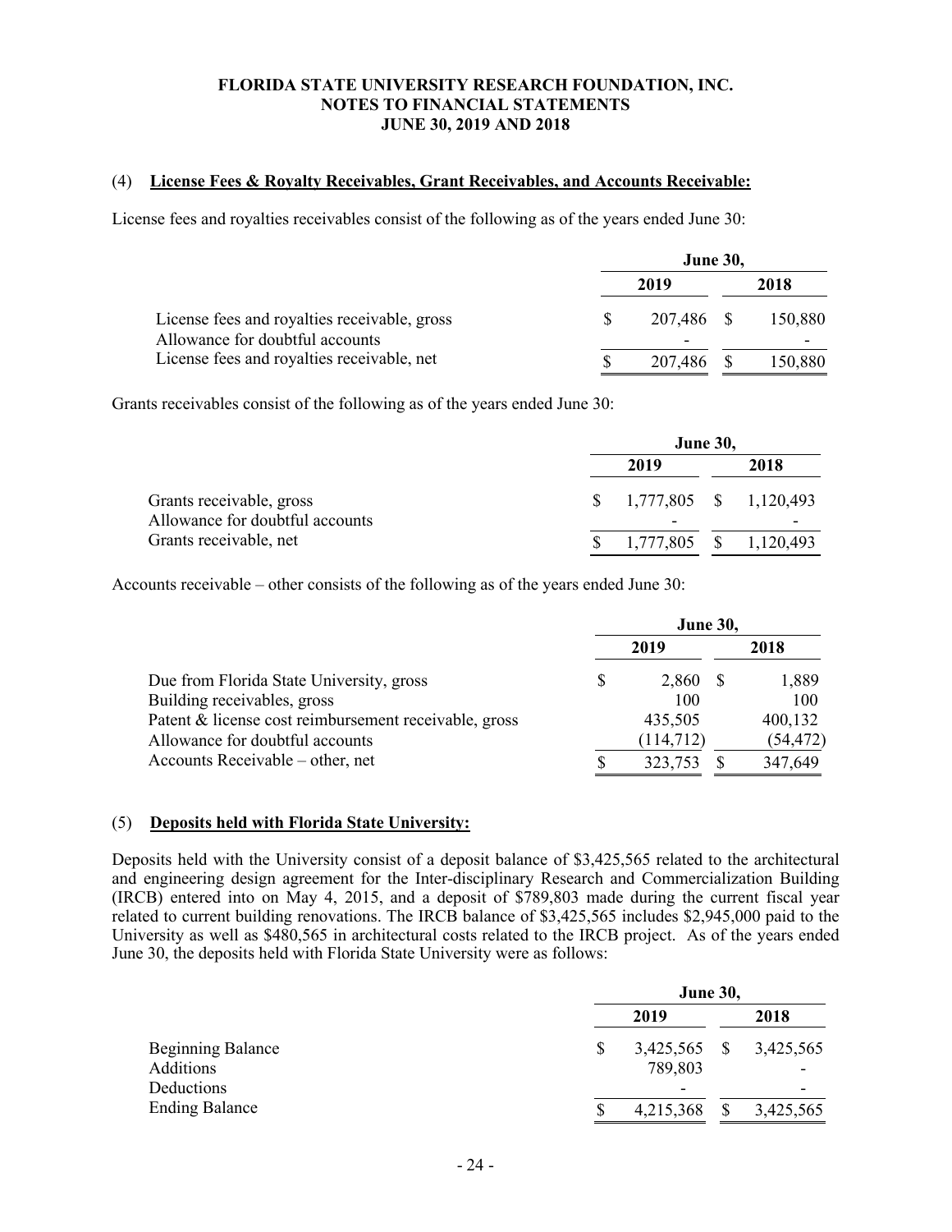**FLORIDA STATE UNIVERSITY RESEARCH FOUNDATION, INC.**
**NOTES TO FINANCIAL STATEMENTS**
**JUNE 30, 2019 AND 2018**

## (4) License Fees & Royalty Receivables, Grant Receivables, and Accounts Receivable:

License fees and royalties receivables consist of the following as of the years ended June 30:

| | June 30, 2019 | June 30, 2018 |
|---|---|---|
| License fees and royalties receivable, gross | $ 207,486 | $ 150,880 |
| Allowance for doubtful accounts | - | - |
| License fees and royalties receivable, net | $ 207,486 | $ 150,880 |

Grants receivables consist of the following as of the years ended June 30:

| | June 30, 2019 | June 30, 2018 |
|---|---|---|
| Grants receivable, gross | $ 1,777,805 | $ 1,120,493 |
| Allowance for doubtful accounts | - | - |
| Grants receivable, net | $ 1,777,805 | $ 1,120,493 |

Accounts receivable – other consists of the following as of the years ended June 30:

| | June 30, 2019 | June 30, 2018 |
|---|---|---|
| Due from Florida State University, gross | $ 2,860 | $ 1,889 |
| Building receivables, gross | 100 | 100 |
| Patent & license cost reimbursement receivable, gross | 435,505 | 400,132 |
| Allowance for doubtful accounts | (114,712) | (54,472) |
| Accounts Receivable – other, net | $ 323,753 | $ 347,649 |

## (5) Deposits held with Florida State University:

Deposits held with the University consist of a deposit balance of $3,425,565 related to the architectural and engineering design agreement for the Inter-disciplinary Research and Commercialization Building (IRCB) entered into on May 4, 2015, and a deposit of $789,803 made during the current fiscal year related to current building renovations. The IRCB balance of $3,425,565 includes $2,945,000 paid to the University as well as $480,565 in architectural costs related to the IRCB project. As of the years ended June 30, the deposits held with Florida State University were as follows:

| | June 30, 2019 | June 30, 2018 |
|---|---|---|
| Beginning Balance | $ 3,425,565 | $ 3,425,565 |
| Additions | 789,803 | - |
| Deductions | - | - |
| Ending Balance | $ 4,215,368 | $ 3,425,565 |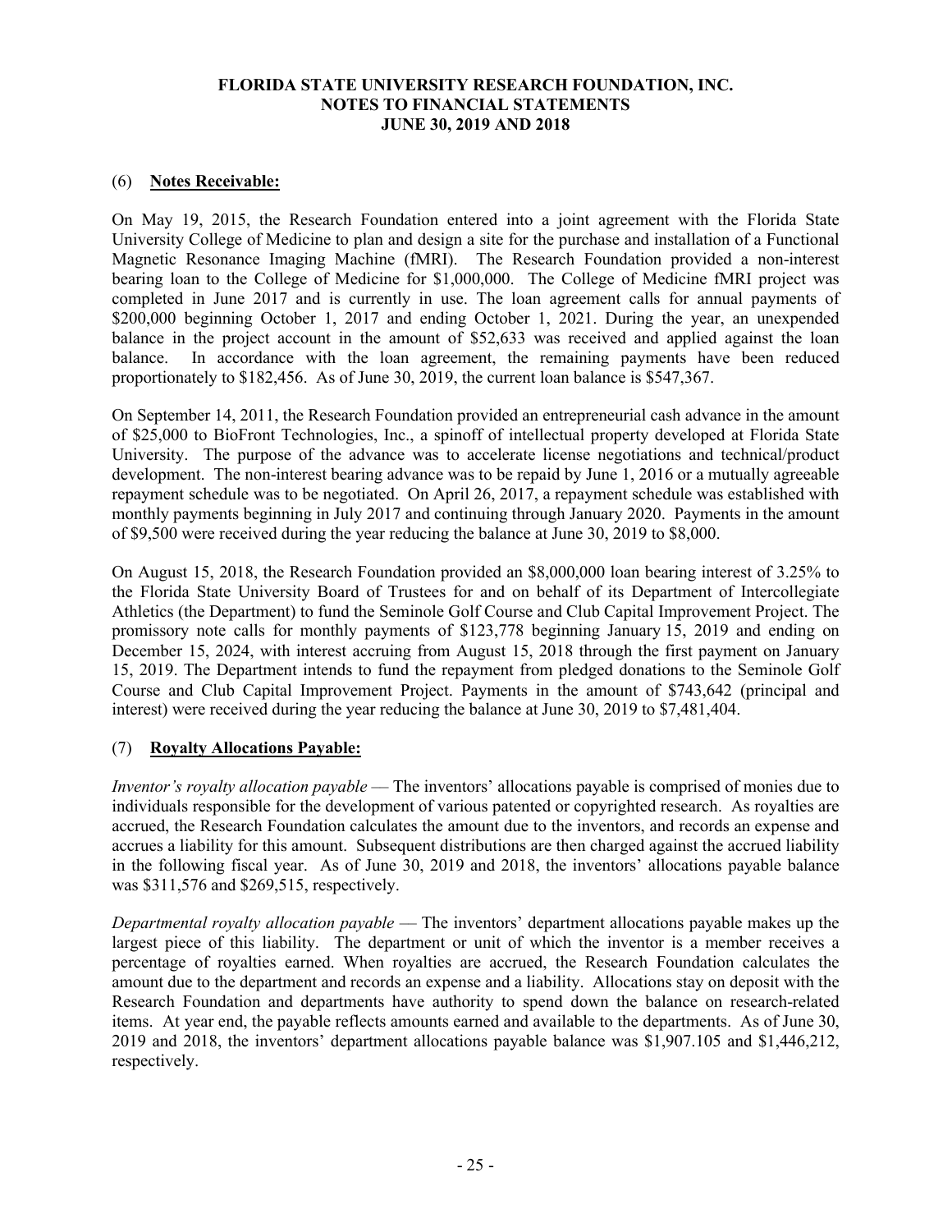# FLORIDA STATE UNIVERSITY RESEARCH FOUNDATION, INC.
## NOTES TO FINANCIAL STATEMENTS
## JUNE 30, 2019 AND 2018

### (6) Notes Receivable:

On May 19, 2015, the Research Foundation entered into a joint agreement with the Florida State University College of Medicine to plan and design a site for the purchase and installation of a Functional Magnetic Resonance Imaging Machine (fMRI). The Research Foundation provided a non-interest bearing loan to the College of Medicine for $1,000,000. The College of Medicine fMRI project was completed in June 2017 and is currently in use. The loan agreement calls for annual payments of $200,000 beginning October 1, 2017 and ending October 1, 2021. During the year, an unexpended balance in the project account in the amount of $52,633 was received and applied against the loan balance. In accordance with the loan agreement, the remaining payments have been reduced proportionately to $182,456. As of June 30, 2019, the current loan balance is $547,367.

On September 14, 2011, the Research Foundation provided an entrepreneurial cash advance in the amount of $25,000 to BioFront Technologies, Inc., a spinoff of intellectual property developed at Florida State University. The purpose of the advance was to accelerate license negotiations and technical/product development. The non-interest bearing advance was to be repaid by June 1, 2016 or a mutually agreeable repayment schedule was to be negotiated. On April 26, 2017, a repayment schedule was established with monthly payments beginning in July 2017 and continuing through January 2020. Payments in the amount of $9,500 were received during the year reducing the balance at June 30, 2019 to $8,000.

On August 15, 2018, the Research Foundation provided an $8,000,000 loan bearing interest of 3.25% to the Florida State University Board of Trustees for and on behalf of its Department of Intercollegiate Athletics (the Department) to fund the Seminole Golf Course and Club Capital Improvement Project. The promissory note calls for monthly payments of $123,778 beginning January 15, 2019 and ending on December 15, 2024, with interest accruing from August 15, 2018 through the first payment on January 15, 2019. The Department intends to fund the repayment from pledged donations to the Seminole Golf Course and Club Capital Improvement Project. Payments in the amount of $743,642 (principal and interest) were received during the year reducing the balance at June 30, 2019 to $7,481,404.

### (7) Royalty Allocations Payable:

*Inventor's royalty allocation payable* — The inventors' allocations payable is comprised of monies due to individuals responsible for the development of various patented or copyrighted research. As royalties are accrued, the Research Foundation calculates the amount due to the inventors, and records an expense and accrues a liability for this amount. Subsequent distributions are then charged against the accrued liability in the following fiscal year. As of June 30, 2019 and 2018, the inventors' allocations payable balance was $311,576 and $269,515, respectively.

*Departmental royalty allocation payable* — The inventors' department allocations payable makes up the largest piece of this liability. The department or unit of which the inventor is a member receives a percentage of royalties earned. When royalties are accrued, the Research Foundation calculates the amount due to the department and records an expense and a liability. Allocations stay on deposit with the Research Foundation and departments have authority to spend down the balance on research-related items. At year end, the payable reflects amounts earned and available to the departments. As of June 30, 2019 and 2018, the inventors' department allocations payable balance was $1,907.105 and $1,446,212, respectively.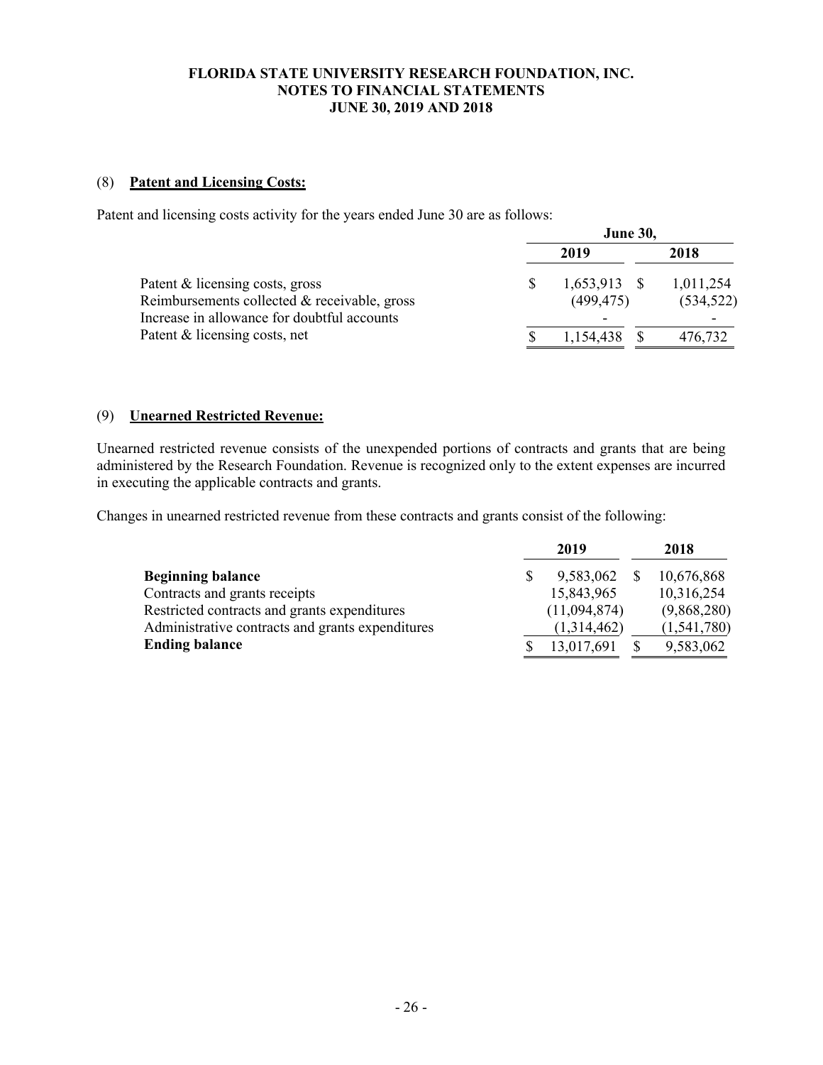**FLORIDA STATE UNIVERSITY RESEARCH FOUNDATION, INC.**
**NOTES TO FINANCIAL STATEMENTS**
**JUNE 30, 2019 AND 2018**

## (8) Patent and Licensing Costs:

Patent and licensing costs activity for the years ended June 30 are as follows:

| | June 30, 2019 | June 30, 2018 |
|---|---|---|
| Patent & licensing costs, gross | $ 1,653,913 | $ 1,011,254 |
| Reimbursements collected & receivable, gross | (499,475) | (534,522) |
| Increase in allowance for doubtful accounts | - | - |
| Patent & licensing costs, net | $ 1,154,438 | $ 476,732 |

## (9) Unearned Restricted Revenue:

Unearned restricted revenue consists of the unexpended portions of contracts and grants that are being administered by the Research Foundation. Revenue is recognized only to the extent expenses are incurred in executing the applicable contracts and grants.

Changes in unearned restricted revenue from these contracts and grants consist of the following:

| | 2019 | 2018 |
|---|---|---|
| **Beginning balance** | $ 9,583,062 | $ 10,676,868 |
| Contracts and grants receipts | 15,843,965 | 10,316,254 |
| Restricted contracts and grants expenditures | (11,094,874) | (9,868,280) |
| Administrative contracts and grants expenditures | (1,314,462) | (1,541,780) |
| **Ending balance** | $ 13,017,691 | $ 9,583,062 |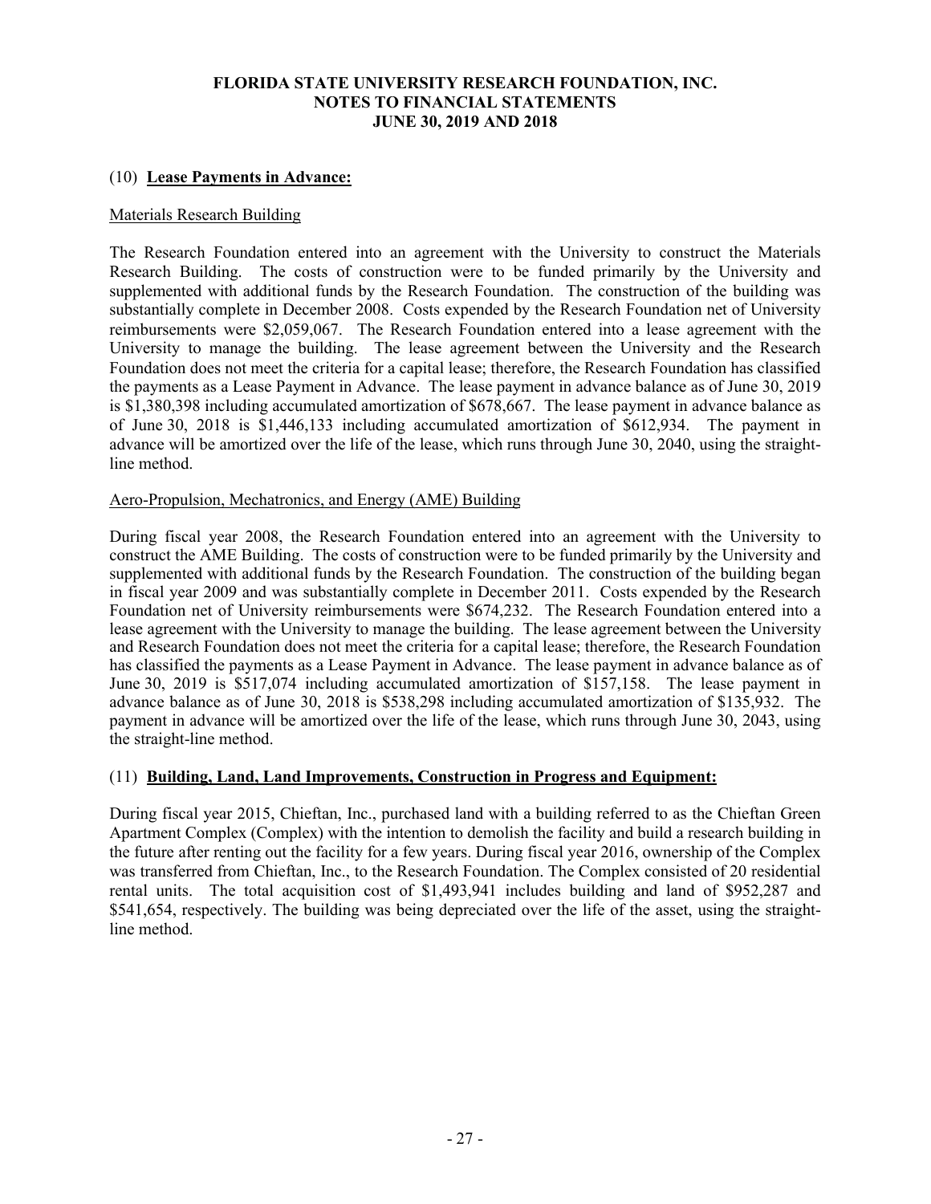## (10) **Lease Payments in Advance:**

Materials Research Building

The Research Foundation entered into an agreement with the University to construct the Materials Research Building. The costs of construction were to be funded primarily by the University and supplemented with additional funds by the Research Foundation. The construction of the building was substantially complete in December 2008. Costs expended by the Research Foundation net of University reimbursements were $2,059,067. The Research Foundation entered into a lease agreement with the University to manage the building. The lease agreement between the University and the Research Foundation does not meet the criteria for a capital lease; therefore, the Research Foundation has classified the payments as a Lease Payment in Advance. The lease payment in advance balance as of June 30, 2019 is $1,380,398 including accumulated amortization of $678,667. The lease payment in advance balance as of June 30, 2018 is $1,446,133 including accumulated amortization of $612,934. The payment in advance will be amortized over the life of the lease, which runs through June 30, 2040, using the straight-line method.

Aero-Propulsion, Mechatronics, and Energy (AME) Building

During fiscal year 2008, the Research Foundation entered into an agreement with the University to construct the AME Building. The costs of construction were to be funded primarily by the University and supplemented with additional funds by the Research Foundation. The construction of the building began in fiscal year 2009 and was substantially complete in December 2011. Costs expended by the Research Foundation net of University reimbursements were $674,232. The Research Foundation entered into a lease agreement with the University to manage the building. The lease agreement between the University and Research Foundation does not meet the criteria for a capital lease; therefore, the Research Foundation has classified the payments as a Lease Payment in Advance. The lease payment in advance balance as of June 30, 2019 is $517,074 including accumulated amortization of $157,158. The lease payment in advance balance as of June 30, 2018 is $538,298 including accumulated amortization of $135,932. The payment in advance will be amortized over the life of the lease, which runs through June 30, 2043, using the straight-line method.

## (11) **Building, Land, Land Improvements, Construction in Progress and Equipment:**

During fiscal year 2015, Chieftan, Inc., purchased land with a building referred to as the Chieftan Green Apartment Complex (Complex) with the intention to demolish the facility and build a research building in the future after renting out the facility for a few years. During fiscal year 2016, ownership of the Complex was transferred from Chieftan, Inc., to the Research Foundation. The Complex consisted of 20 residential rental units. The total acquisition cost of $1,493,941 includes building and land of $952,287 and $541,654, respectively. The building was being depreciated over the life of the asset, using the straight-line method.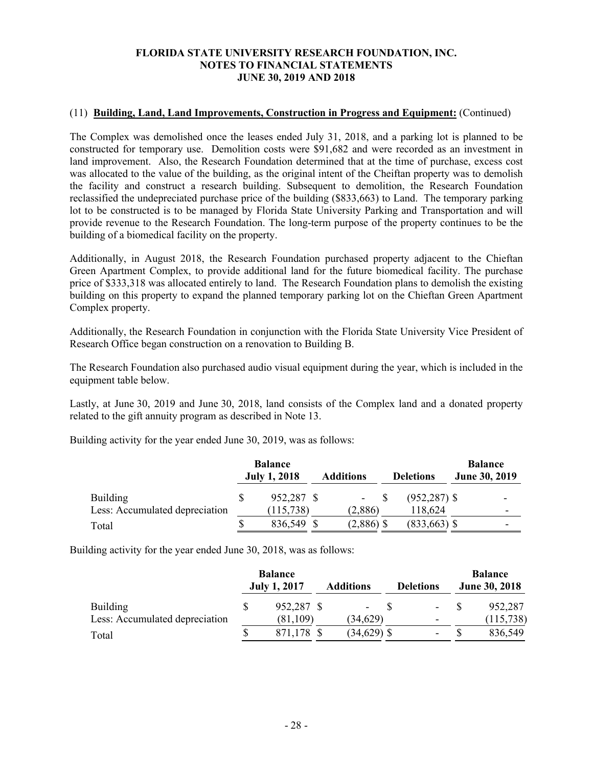### (11) **Building, Land, Land Improvements, Construction in Progress and Equipment:** (Continued)

The Complex was demolished once the leases ended July 31, 2018, and a parking lot is planned to be constructed for temporary use. Demolition costs were $91,682 and were recorded as an investment in land improvement. Also, the Research Foundation determined that at the time of purchase, excess cost was allocated to the value of the building, as the original intent of the Cheiftan property was to demolish the facility and construct a research building. Subsequent to demolition, the Research Foundation reclassified the undepreciated purchase price of the building ($833,663) to Land. The temporary parking lot to be constructed is to be managed by Florida State University Parking and Transportation and will provide revenue to the Research Foundation. The long-term purpose of the property continues to be the building of a biomedical facility on the property.

Additionally, in August 2018, the Research Foundation purchased property adjacent to the Chieftan Green Apartment Complex, to provide additional land for the future biomedical facility. The purchase price of $333,318 was allocated entirely to land. The Research Foundation plans to demolish the existing building on this property to expand the planned temporary parking lot on the Chieftan Green Apartment Complex property.

Additionally, the Research Foundation in conjunction with the Florida State University Vice President of Research Office began construction on a renovation to Building B.

The Research Foundation also purchased audio visual equipment during the year, which is included in the equipment table below.

Lastly, at June 30, 2019 and June 30, 2018, land consists of the Complex land and a donated property related to the gift annuity program as described in Note 13.

Building activity for the year ended June 30, 2019, was as follows:

| | Balance July 1, 2018 | Additions | Deletions | Balance June 30, 2019 |
|---|---|---|---|---|
| Building | $ 952,287 | $ - | $ (952,287) | $ - |
| Less: Accumulated depreciation | (115,738) | (2,886) | 118,624 | - |
| Total | $ 836,549 | $ (2,886) | $ (833,663) | $ - |

Building activity for the year ended June 30, 2018, was as follows:

| | Balance July 1, 2017 | Additions | Deletions | Balance June 30, 2018 |
|---|---|---|---|---|
| Building | $ 952,287 | $ - | $ - | $ 952,287 |
| Less: Accumulated depreciation | (81,109) | (34,629) | - | (115,738) |
| Total | $ 871,178 | $ (34,629) | $ - | $ 836,549 |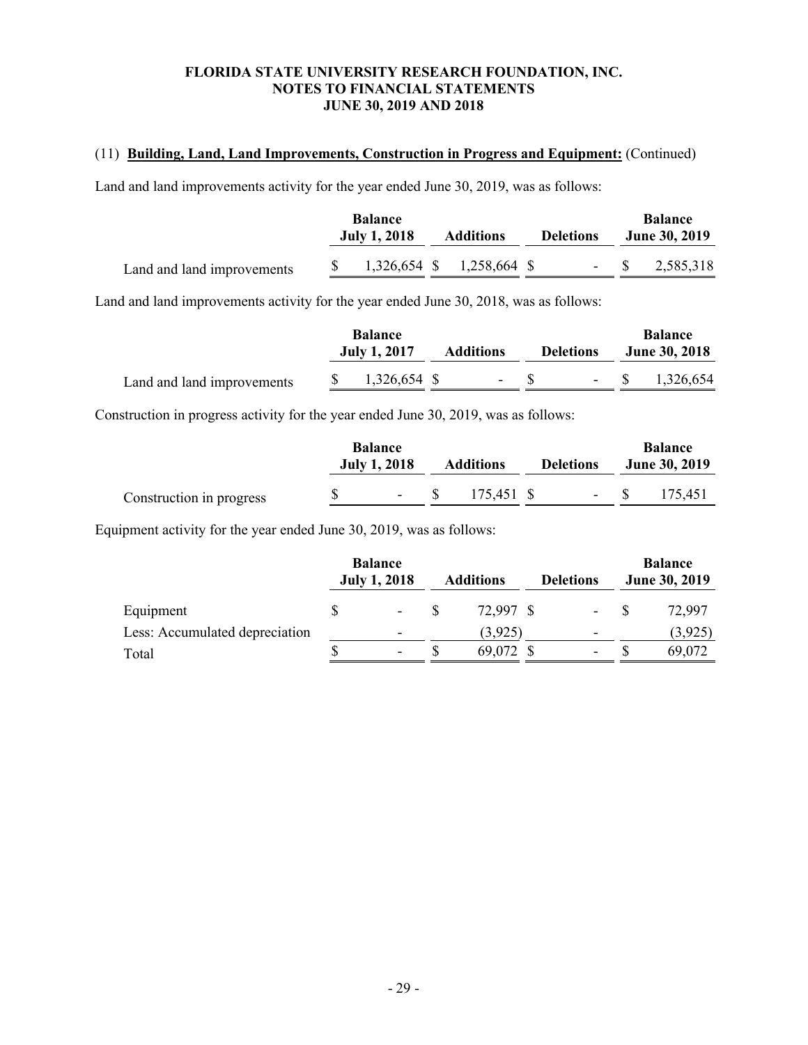**FLORIDA STATE UNIVERSITY RESEARCH FOUNDATION, INC.**
**NOTES TO FINANCIAL STATEMENTS**
**JUNE 30, 2019 AND 2018**

(11) **Building, Land, Land Improvements, Construction in Progress and Equipment:** (Continued)

Land and land improvements activity for the year ended June 30, 2019, was as follows:

| | Balance July 1, 2018 | Additions | Deletions | Balance June 30, 2019 |
|---|---|---|---|---|
| Land and land improvements | $ 1,326,654 | $ 1,258,664 | $ - | $ 2,585,318 |

Land and land improvements activity for the year ended June 30, 2018, was as follows:

| | Balance July 1, 2017 | Additions | Deletions | Balance June 30, 2018 |
|---|---|---|---|---|
| Land and land improvements | $ 1,326,654 | $ - | $ - | $ 1,326,654 |

Construction in progress activity for the year ended June 30, 2019, was as follows:

| | Balance July 1, 2018 | Additions | Deletions | Balance June 30, 2019 |
|---|---|---|---|---|
| Construction in progress | $ - | $ 175,451 | $ - | $ 175,451 |

Equipment activity for the year ended June 30, 2019, was as follows:

| | Balance July 1, 2018 | Additions | Deletions | Balance June 30, 2019 |
|---|---|---|---|---|
| Equipment | $ - | $ 72,997 | $ - | $ 72,997 |
| Less: Accumulated depreciation | - | (3,925) | - | (3,925) |
| Total | $ - | $ 69,072 | $ - | $ 69,072 |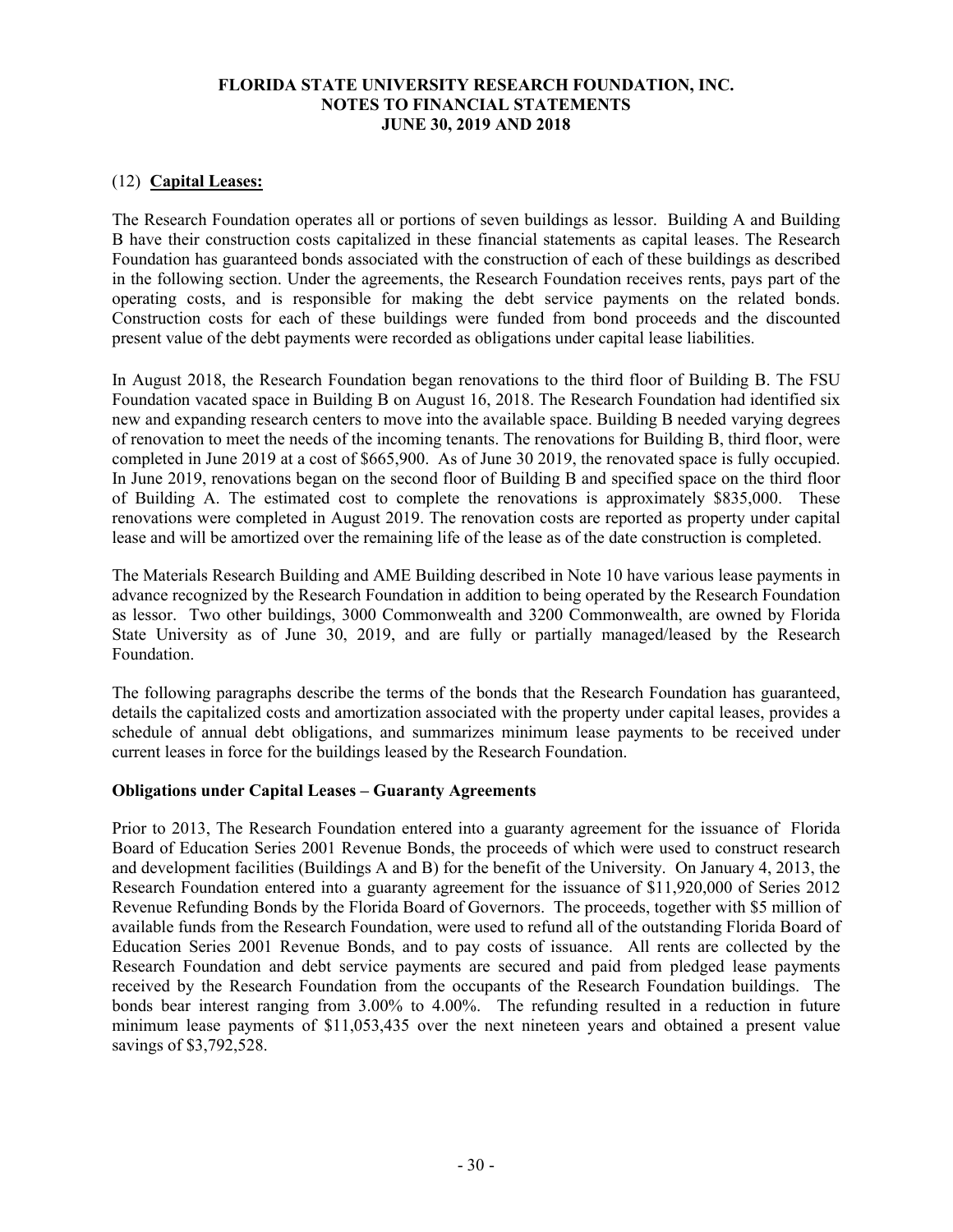## (12) **Capital Leases:**

The Research Foundation operates all or portions of seven buildings as lessor. Building A and Building B have their construction costs capitalized in these financial statements as capital leases. The Research Foundation has guaranteed bonds associated with the construction of each of these buildings as described in the following section. Under the agreements, the Research Foundation receives rents, pays part of the operating costs, and is responsible for making the debt service payments on the related bonds. Construction costs for each of these buildings were funded from bond proceeds and the discounted present value of the debt payments were recorded as obligations under capital lease liabilities.

In August 2018, the Research Foundation began renovations to the third floor of Building B. The FSU Foundation vacated space in Building B on August 16, 2018. The Research Foundation had identified six new and expanding research centers to move into the available space. Building B needed varying degrees of renovation to meet the needs of the incoming tenants. The renovations for Building B, third floor, were completed in June 2019 at a cost of $665,900. As of June 30 2019, the renovated space is fully occupied. In June 2019, renovations began on the second floor of Building B and specified space on the third floor of Building A. The estimated cost to complete the renovations is approximately $835,000. These renovations were completed in August 2019. The renovation costs are reported as property under capital lease and will be amortized over the remaining life of the lease as of the date construction is completed.

The Materials Research Building and AME Building described in Note 10 have various lease payments in advance recognized by the Research Foundation in addition to being operated by the Research Foundation as lessor. Two other buildings, 3000 Commonwealth and 3200 Commonwealth, are owned by Florida State University as of June 30, 2019, and are fully or partially managed/leased by the Research Foundation.

The following paragraphs describe the terms of the bonds that the Research Foundation has guaranteed, details the capitalized costs and amortization associated with the property under capital leases, provides a schedule of annual debt obligations, and summarizes minimum lease payments to be received under current leases in force for the buildings leased by the Research Foundation.

### **Obligations under Capital Leases – Guaranty Agreements**

Prior to 2013, The Research Foundation entered into a guaranty agreement for the issuance of Florida Board of Education Series 2001 Revenue Bonds, the proceeds of which were used to construct research and development facilities (Buildings A and B) for the benefit of the University. On January 4, 2013, the Research Foundation entered into a guaranty agreement for the issuance of $11,920,000 of Series 2012 Revenue Refunding Bonds by the Florida Board of Governors. The proceeds, together with $5 million of available funds from the Research Foundation, were used to refund all of the outstanding Florida Board of Education Series 2001 Revenue Bonds, and to pay costs of issuance. All rents are collected by the Research Foundation and debt service payments are secured and paid from pledged lease payments received by the Research Foundation from the occupants of the Research Foundation buildings. The bonds bear interest ranging from 3.00% to 4.00%. The refunding resulted in a reduction in future minimum lease payments of $11,053,435 over the next nineteen years and obtained a present value savings of $3,792,528.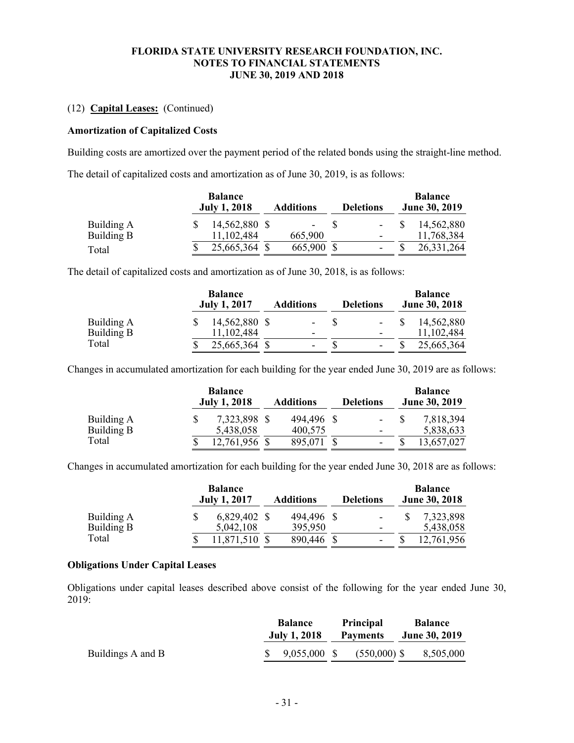# FLORIDA STATE UNIVERSITY RESEARCH FOUNDATION, INC.
## NOTES TO FINANCIAL STATEMENTS
## JUNE 30, 2019 AND 2018

(12) **Capital Leases:** (Continued)

**Amortization of Capitalized Costs**

Building costs are amortized over the payment period of the related bonds using the straight-line method.

The detail of capitalized costs and amortization as of June 30, 2019, is as follows:

| | Balance July 1, 2018 | Additions | Deletions | Balance June 30, 2019 |
|---|---|---|---|---|
| Building A | $ 14,562,880 | $ - | $ - | $ 14,562,880 |
| Building B | 11,102,484 | 665,900 | - | 11,768,384 |
| Total | $ 25,665,364 | $ 665,900 | $ - | $ 26,331,264 |

The detail of capitalized costs and amortization as of June 30, 2018, is as follows:

| | Balance July 1, 2017 | Additions | Deletions | Balance June 30, 2018 |
|---|---|---|---|---|
| Building A | $ 14,562,880 | $ - | $ - | $ 14,562,880 |
| Building B | 11,102,484 | - | - | 11,102,484 |
| Total | $ 25,665,364 | $ - | $ - | $ 25,665,364 |

Changes in accumulated amortization for each building for the year ended June 30, 2019 are as follows:

| | Balance July 1, 2018 | Additions | Deletions | Balance June 30, 2019 |
|---|---|---|---|---|
| Building A | $ 7,323,898 | $ 494,496 | $ - | $ 7,818,394 |
| Building B | 5,438,058 | 400,575 | - | 5,838,633 |
| Total | $ 12,761,956 | $ 895,071 | $ - | $ 13,657,027 |

Changes in accumulated amortization for each building for the year ended June 30, 2018 are as follows:

| | Balance July 1, 2017 | Additions | Deletions | Balance June 30, 2018 |
|---|---|---|---|---|
| Building A | $ 6,829,402 | $ 494,496 | $ - | $ 7,323,898 |
| Building B | 5,042,108 | 395,950 | - | 5,438,058 |
| Total | $ 11,871,510 | $ 890,446 | $ - | $ 12,761,956 |

**Obligations Under Capital Leases**

Obligations under capital leases described above consist of the following for the year ended June 30, 2019:

| | Balance July 1, 2018 | Principal Payments | Balance June 30, 2019 |
|---|---|---|---|
| Buildings A and B | $ 9,055,000 | $ (550,000) | $ 8,505,000 |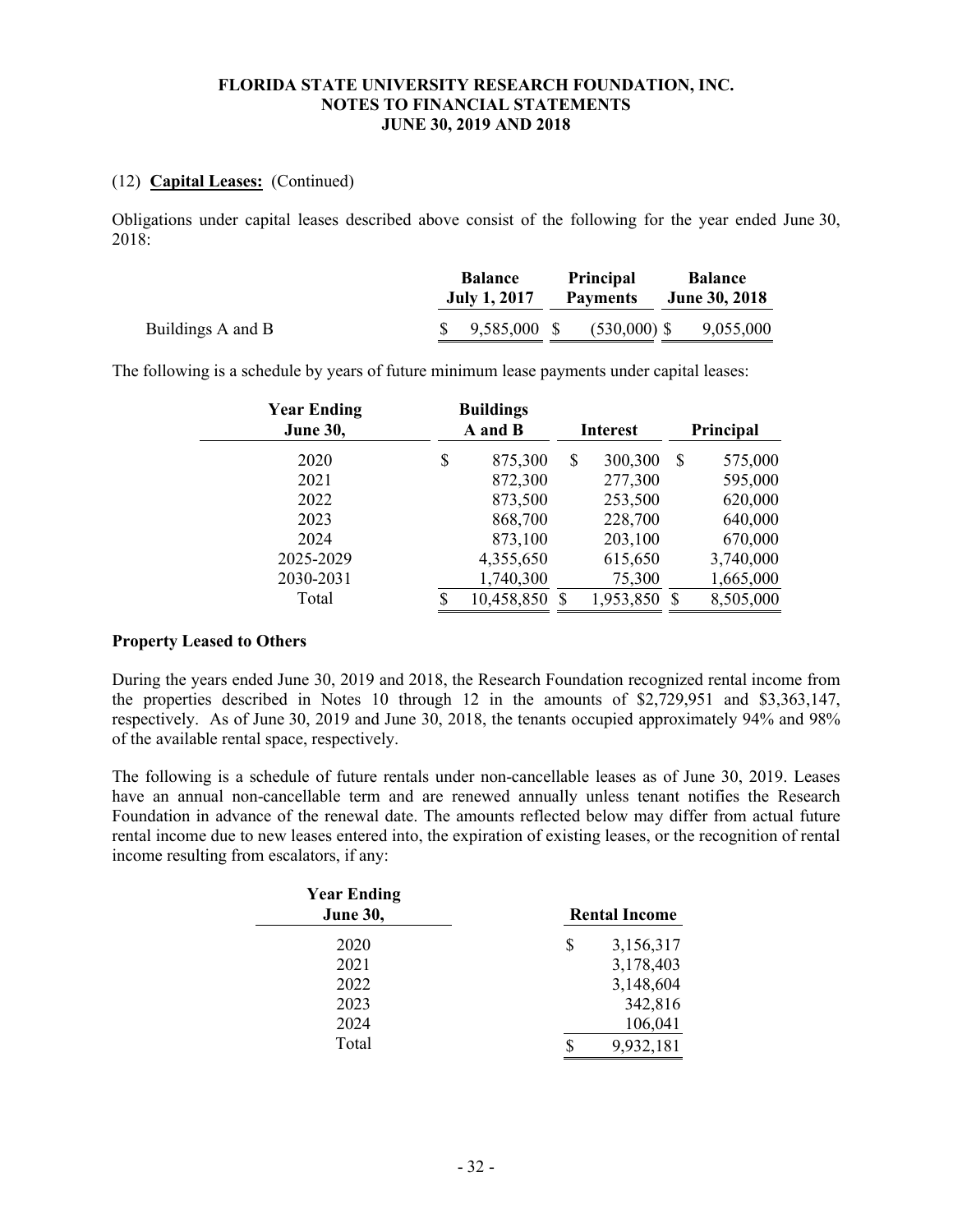(12) **Capital Leases:** (Continued)

Obligations under capital leases described above consist of the following for the year ended June 30, 2018:

| | Balance July 1, 2017 | Principal Payments | Balance June 30, 2018 |
|---|---|---|---|
| Buildings A and B | $ 9,585,000 | $ (530,000) | $ 9,055,000 |

The following is a schedule by years of future minimum lease payments under capital leases:

| Year Ending June 30, | Buildings A and B | Interest | Principal |
|---|---|---|---|
| 2020 | $ 875,300 | $ 300,300 | $ 575,000 |
| 2021 | 872,300 | 277,300 | 595,000 |
| 2022 | 873,500 | 253,500 | 620,000 |
| 2023 | 868,700 | 228,700 | 640,000 |
| 2024 | 873,100 | 203,100 | 670,000 |
| 2025-2029 | 4,355,650 | 615,650 | 3,740,000 |
| 2030-2031 | 1,740,300 | 75,300 | 1,665,000 |
| Total | $ 10,458,850 | $ 1,953,850 | $ 8,505,000 |

**Property Leased to Others**

During the years ended June 30, 2019 and 2018, the Research Foundation recognized rental income from the properties described in Notes 10 through 12 in the amounts of $2,729,951 and $3,363,147, respectively. As of June 30, 2019 and June 30, 2018, the tenants occupied approximately 94% and 98% of the available rental space, respectively.

The following is a schedule of future rentals under non-cancellable leases as of June 30, 2019. Leases have an annual non-cancellable term and are renewed annually unless tenant notifies the Research Foundation in advance of the renewal date. The amounts reflected below may differ from actual future rental income due to new leases entered into, the expiration of existing leases, or the recognition of rental income resulting from escalators, if any:

| Year Ending June 30, | Rental Income |
|---|---|
| 2020 | $ 3,156,317 |
| 2021 | 3,178,403 |
| 2022 | 3,148,604 |
| 2023 | 342,816 |
| 2024 | 106,041 |
| Total | $ 9,932,181 |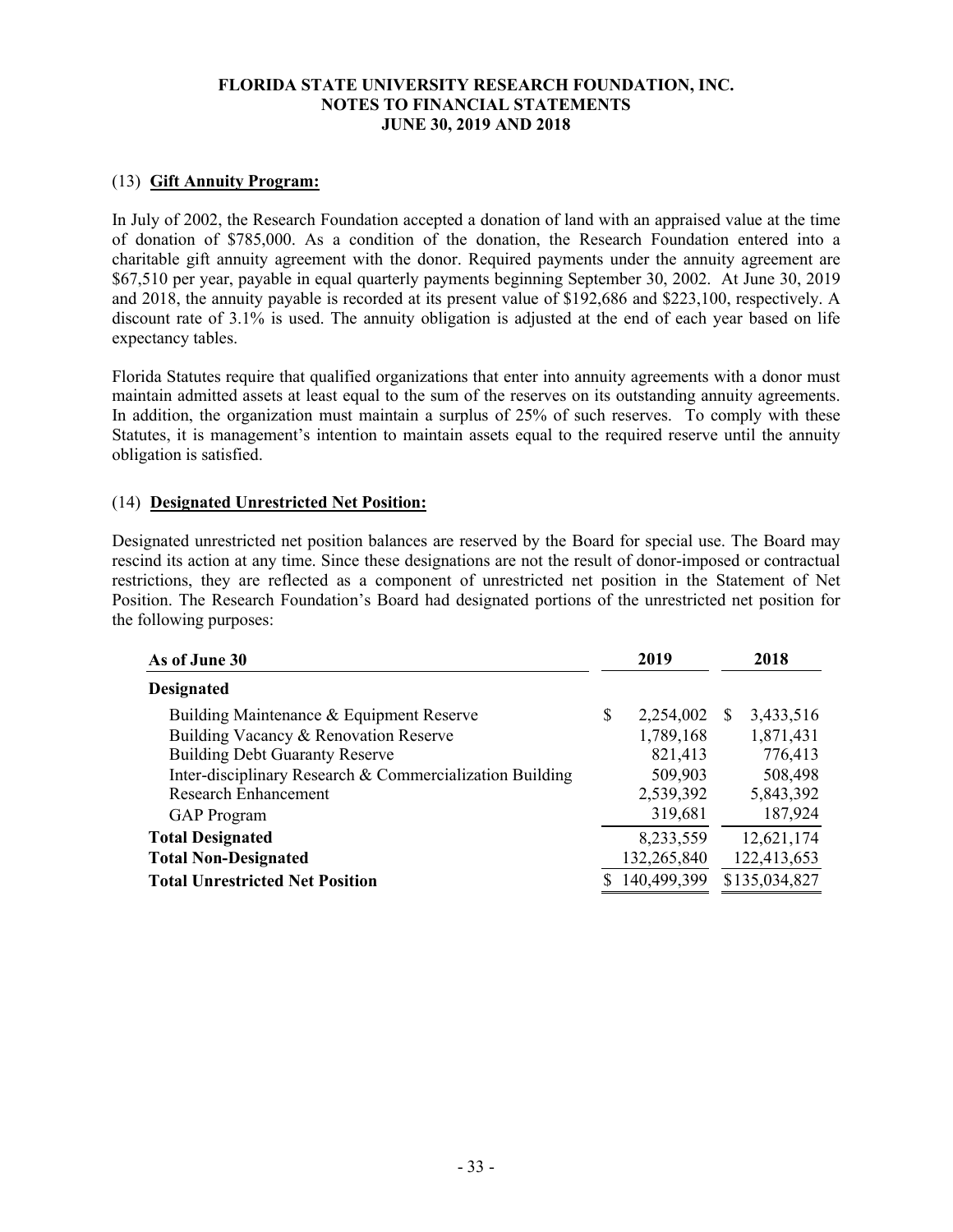# FLORIDA STATE UNIVERSITY RESEARCH FOUNDATION, INC.
## NOTES TO FINANCIAL STATEMENTS
## JUNE 30, 2019 AND 2018

### (13) Gift Annuity Program:

In July of 2002, the Research Foundation accepted a donation of land with an appraised value at the time of donation of $785,000. As a condition of the donation, the Research Foundation entered into a charitable gift annuity agreement with the donor. Required payments under the annuity agreement are $67,510 per year, payable in equal quarterly payments beginning September 30, 2002. At June 30, 2019 and 2018, the annuity payable is recorded at its present value of $192,686 and $223,100, respectively. A discount rate of 3.1% is used. The annuity obligation is adjusted at the end of each year based on life expectancy tables.

Florida Statutes require that qualified organizations that enter into annuity agreements with a donor must maintain admitted assets at least equal to the sum of the reserves on its outstanding annuity agreements. In addition, the organization must maintain a surplus of 25% of such reserves. To comply with these Statutes, it is management's intention to maintain assets equal to the required reserve until the annuity obligation is satisfied.

### (14) Designated Unrestricted Net Position:

Designated unrestricted net position balances are reserved by the Board for special use. The Board may rescind its action at any time. Since these designations are not the result of donor-imposed or contractual restrictions, they are reflected as a component of unrestricted net position in the Statement of Net Position. The Research Foundation's Board had designated portions of the unrestricted net position for the following purposes:

| As of June 30 | 2019 | 2018 |
|---|---|---|
| **Designated** | | |
| Building Maintenance & Equipment Reserve | $ 2,254,002 | $ 3,433,516 |
| Building Vacancy & Renovation Reserve | 1,789,168 | 1,871,431 |
| Building Debt Guaranty Reserve | 821,413 | 776,413 |
| Inter-disciplinary Research & Commercialization Building | 509,903 | 508,498 |
| Research Enhancement | 2,539,392 | 5,843,392 |
| GAP Program | 319,681 | 187,924 |
| **Total Designated** | 8,233,559 | 12,621,174 |
| **Total Non-Designated** | 132,265,840 | 122,413,653 |
| **Total Unrestricted Net Position** | $ 140,499,399 | $135,034,827 |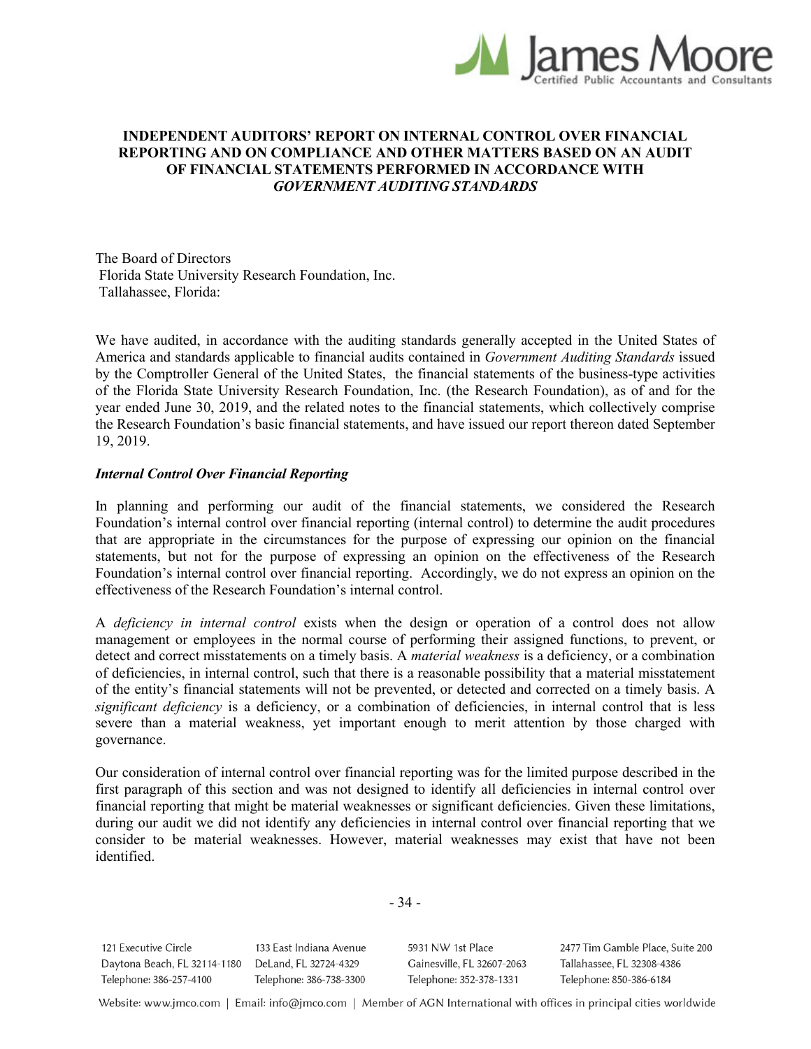# INDEPENDENT AUDITORS' REPORT ON INTERNAL CONTROL OVER FINANCIAL REPORTING AND ON COMPLIANCE AND OTHER MATTERS BASED ON AN AUDIT OF FINANCIAL STATEMENTS PERFORMED IN ACCORDANCE WITH *GOVERNMENT AUDITING STANDARDS*

The Board of Directors
Florida State University Research Foundation, Inc.
Tallahassee, Florida:

We have audited, in accordance with the auditing standards generally accepted in the United States of America and standards applicable to financial audits contained in *Government Auditing Standards* issued by the Comptroller General of the United States, the financial statements of the business-type activities of the Florida State University Research Foundation, Inc. (the Research Foundation), as of and for the year ended June 30, 2019, and the related notes to the financial statements, which collectively comprise the Research Foundation's basic financial statements, and have issued our report thereon dated September 19, 2019.

***Internal Control Over Financial Reporting***

In planning and performing our audit of the financial statements, we considered the Research Foundation's internal control over financial reporting (internal control) to determine the audit procedures that are appropriate in the circumstances for the purpose of expressing our opinion on the financial statements, but not for the purpose of expressing an opinion on the effectiveness of the Research Foundation's internal control over financial reporting. Accordingly, we do not express an opinion on the effectiveness of the Research Foundation's internal control.

A *deficiency in internal control* exists when the design or operation of a control does not allow management or employees in the normal course of performing their assigned functions, to prevent, or detect and correct misstatements on a timely basis. A *material weakness* is a deficiency, or a combination of deficiencies, in internal control, such that there is a reasonable possibility that a material misstatement of the entity's financial statements will not be prevented, or detected and corrected on a timely basis. A *significant deficiency* is a deficiency, or a combination of deficiencies, in internal control that is less severe than a material weakness, yet important enough to merit attention by those charged with governance.

Our consideration of internal control over financial reporting was for the limited purpose described in the first paragraph of this section and was not designed to identify all deficiencies in internal control over financial reporting that might be material weaknesses or significant deficiencies. Given these limitations, during our audit we did not identify any deficiencies in internal control over financial reporting that we consider to be material weaknesses. However, material weaknesses may exist that have not been identified.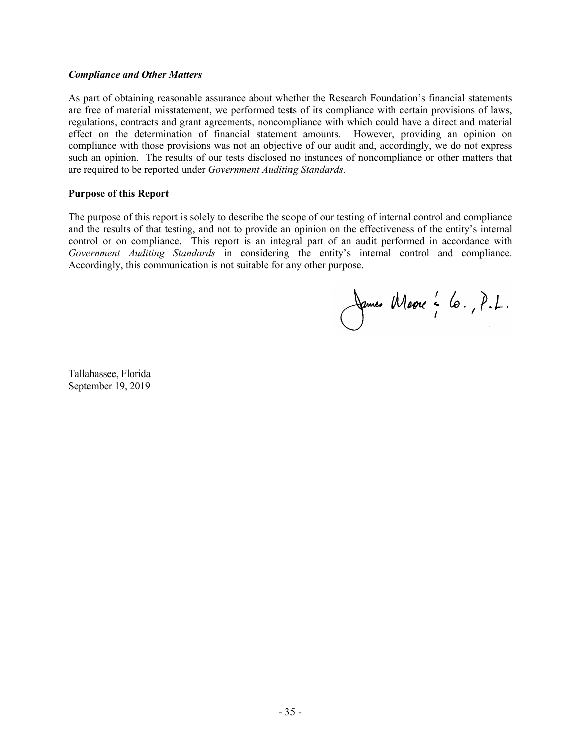***Compliance and Other Matters***

As part of obtaining reasonable assurance about whether the Research Foundation's financial statements are free of material misstatement, we performed tests of its compliance with certain provisions of laws, regulations, contracts and grant agreements, noncompliance with which could have a direct and material effect on the determination of financial statement amounts. However, providing an opinion on compliance with those provisions was not an objective of our audit and, accordingly, we do not express such an opinion. The results of our tests disclosed no instances of noncompliance or other matters that are required to be reported under *Government Auditing Standards*.

**Purpose of this Report**

The purpose of this report is solely to describe the scope of our testing of internal control and compliance and the results of that testing, and not to provide an opinion on the effectiveness of the entity's internal control or on compliance. This report is an integral part of an audit performed in accordance with *Government Auditing Standards* in considering the entity's internal control and compliance. Accordingly, this communication is not suitable for any other purpose.

James Moore & Co., P.L.

Tallahassee, Florida
September 19, 2019